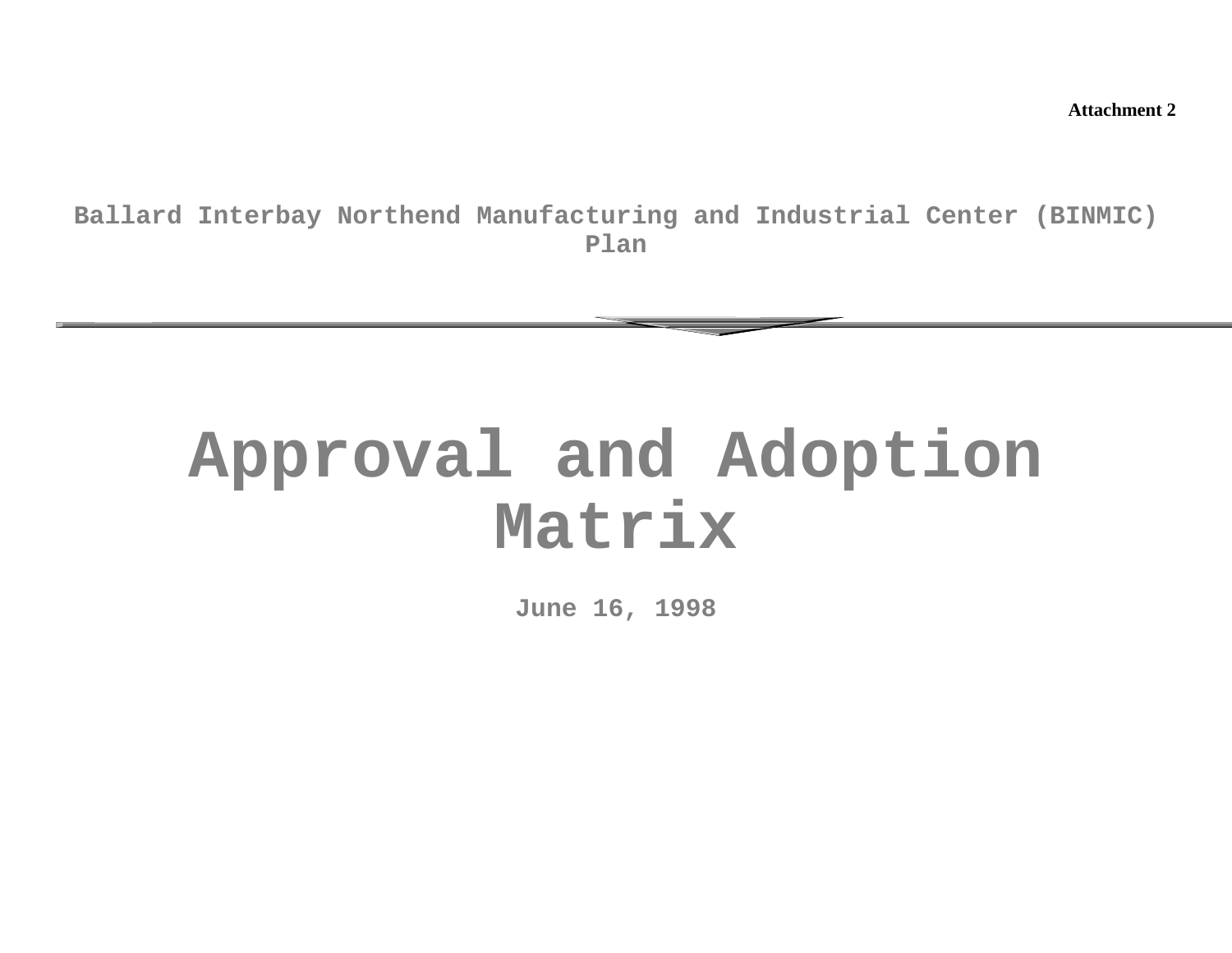**Attachment 2**

## Ballard Interbay Northend Manufacturing and Industrial Center (BINMIC) Plan

# Approval and Adoption Matrix

**June 16, 1998**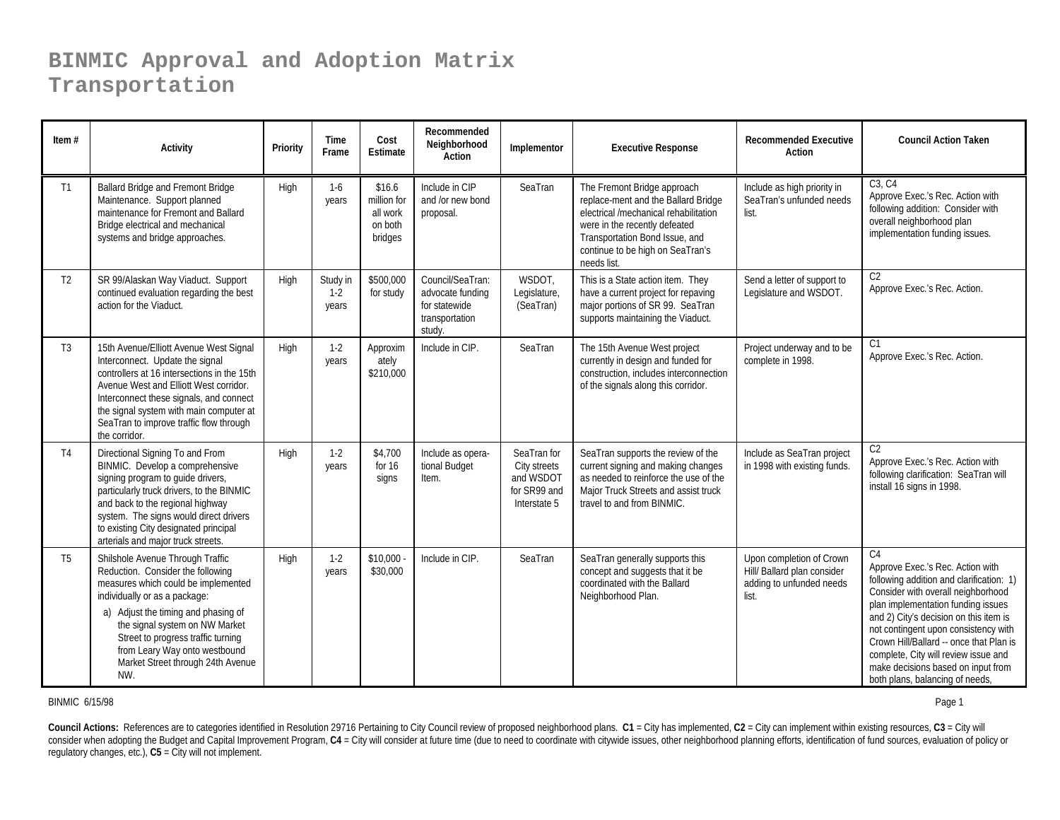# BINMIC Approval and Adoption Matrix
# Transportation

| Item # | Activity | Priority | Time Frame | Cost Estimate | Recommended Neighborhood Action | Implementor | Executive Response | Recommended Executive Action | Council Action Taken |
|---|---|---|---|---|---|---|---|---|---|
| T1 | Ballard Bridge and Fremont Bridge Maintenance. Support planned maintenance for Fremont and Ballard Bridge electrical and mechanical systems and bridge approaches. | High | 1-6 years | $16.6 million for all work on both bridges | Include in CIP and /or new bond proposal. | SeaTran | The Fremont Bridge approach replace-ment and the Ballard Bridge electrical /mechanical rehabilitation were in the recently defeated Transportation Bond Issue, and continue to be high on SeaTran's needs list. | Include as high priority in SeaTran's unfunded needs list. | C3, C4<br>Approve Exec.'s Rec. Action with following addition: Consider with overall neighborhood plan implementation funding issues. |
| T2 | SR 99/Alaskan Way Viaduct. Support continued evaluation regarding the best action for the Viaduct. | High | Study in 1-2 years | $500,000 for study | Council/SeaTran: advocate funding for statewide transportation study. | WSDOT, Legislature, (SeaTran) | This is a State action item. They have a current project for repaving major portions of SR 99. SeaTran supports maintaining the Viaduct. | Send a letter of support to Legislature and WSDOT. | C2<br>Approve Exec.'s Rec. Action. |
| T3 | 15th Avenue/Elliott Avenue West Signal Interconnect. Update the signal controllers at 16 intersections in the 15th Avenue West and Elliott West corridor. Interconnect these signals, and connect the signal system with main computer at SeaTran to improve traffic flow through the corridor. | High | 1-2 years | Approximately $210,000 | Include in CIP. | SeaTran | The 15th Avenue West project currently in design and funded for construction, includes interconnection of the signals along this corridor. | Project underway and to be complete in 1998. | C1<br>Approve Exec.'s Rec. Action. |
| T4 | Directional Signing To and From BINMIC. Develop a comprehensive signing program to guide drivers, particularly truck drivers, to the BINMIC and back to the regional highway system. The signs would direct drivers to existing City designated principal arterials and major truck streets. | High | 1-2 years | $4,700 for 16 signs | Include as operational Budget Item. | SeaTran for City streets and WSDOT for SR99 and Interstate 5 | SeaTran supports the review of the current signing and making changes as needed to reinforce the use of the Major Truck Streets and assist truck travel to and from BINMIC. | Include as SeaTran project in 1998 with existing funds. | C2<br>Approve Exec.'s Rec. Action with following clarification: SeaTran will install 16 signs in 1998. |
| T5 | Shilshole Avenue Through Traffic Reduction. Consider the following measures which could be implemented individually or as a package:<br>a) Adjust the timing and phasing of the signal system on NW Market Street to progress traffic turning from Leary Way onto westbound Market Street through 24th Avenue NW. | High | 1-2 years | $10,000 - $30,000 | Include in CIP. | SeaTran | SeaTran generally supports this concept and suggests that it be coordinated with the Ballard Neighborhood Plan. | Upon completion of Crown Hill/ Ballard plan consider adding to unfunded needs list. | C4<br>Approve Exec.'s Rec. Action with following addition and clarification: 1) Consider with overall neighborhood plan implementation funding issues and 2) City's decision on this item is not contingent upon consistency with Crown Hill/Ballard -- once that Plan is complete, City will review issue and make decisions based on input from both plans, balancing of needs, |

BINMIC 6/15/98

**Council Actions:** References are to categories identified in Resolution 29716 Pertaining to City Council review of proposed neighborhood plans. **C1** = City has implemented, **C2** = City can implement within existing resources, **C3** = City will consider when adopting the Budget and Capital Improvement Program, **C4** = City will consider at future time (due to need to coordinate with citywide issues, other neighborhood planning efforts, identification of fund sources, evaluation of policy or regulatory changes, etc.), **C5** = City will not implement.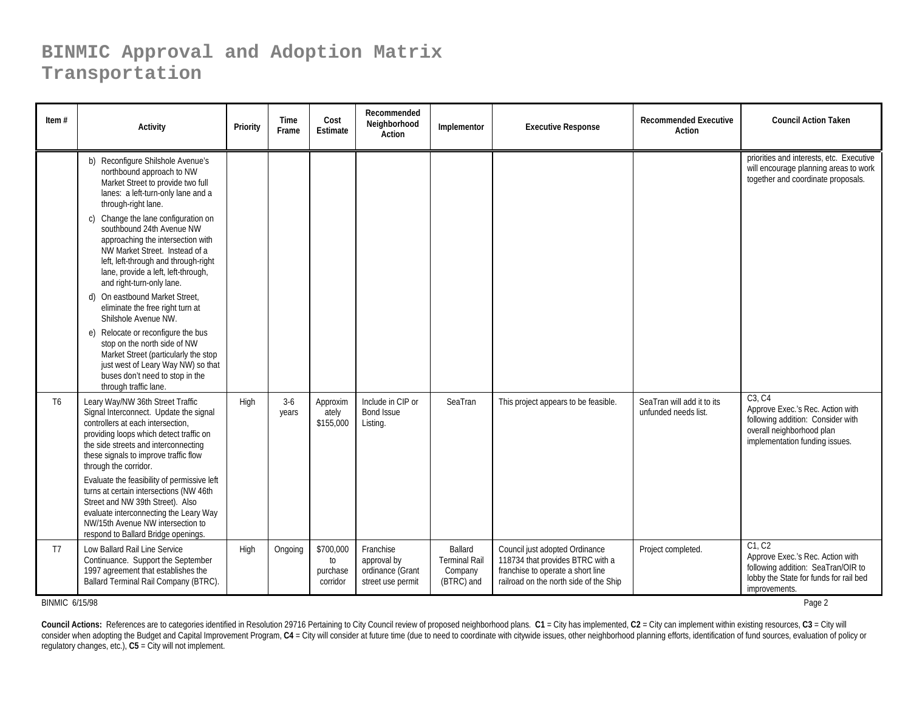# BINMIC Approval and Adoption Matrix
# Transportation

| Item # | Activity | Priority | Time Frame | Cost Estimate | Recommended Neighborhood Action | Implementor | Executive Response | Recommended Executive Action | Council Action Taken |
|---|---|---|---|---|---|---|---|---|---|
| | b) Reconfigure Shilshole Avenue's northbound approach to NW Market Street to provide two full lanes: a left-turn-only lane and a through-right lane.<br>c) Change the lane configuration on southbound 24th Avenue NW approaching the intersection with NW Market Street. Instead of a left, left-through and through-right lane, provide a left, left-through, and right-turn-only lane.<br>d) On eastbound Market Street, eliminate the free right turn at Shilshole Avenue NW.<br>e) Relocate or reconfigure the bus stop on the north side of NW Market Street (particularly the stop just west of Leary Way NW) so that buses don't need to stop in the through traffic lane. | | | | | | | | priorities and interests, etc. Executive will encourage planning areas to work together and coordinate proposals. |
| T6 | Leary Way/NW 36th Street Traffic Signal Interconnect. Update the signal controllers at each intersection, providing loops which detect traffic on the side streets and interconnecting these signals to improve traffic flow through the corridor.<br>Evaluate the feasibility of permissive left turns at certain intersections (NW 46th Street and NW 39th Street). Also evaluate interconnecting the Leary Way NW/15th Avenue NW intersection to respond to Ballard Bridge openings. | High | 3-6 years | Approximately $155,000 | Include in CIP or Bond Issue Listing. | SeaTran | This project appears to be feasible. | SeaTran will add it to its unfunded needs list. | C3, C4<br>Approve Exec.'s Rec. Action with following addition: Consider with overall neighborhood plan implementation funding issues. |
| T7 | Low Ballard Rail Line Service Continuance. Support the September 1997 agreement that establishes the Ballard Terminal Rail Company (BTRC). | High | Ongoing | $700,000 to purchase corridor | Franchise approval by ordinance (Grant street use permit | Ballard Terminal Rail Company (BTRC) and | Council just adopted Ordinance 118734 that provides BTRC with a franchise to operate a short line railroad on the north side of the Ship | Project completed. | C1, C2<br>Approve Exec.'s Rec. Action with following addition: SeaTran/OIR to lobby the State for funds for rail bed improvements. |

BINMIC 6/15/98

**Council Actions:** References are to categories identified in Resolution 29716 Pertaining to City Council review of proposed neighborhood plans. **C1** = City has implemented, **C2** = City can implement within existing resources, **C3** = City will consider when adopting the Budget and Capital Improvement Program, **C4** = City will consider at future time (due to need to coordinate with citywide issues, other neighborhood planning efforts, identification of fund sources, evaluation of policy or regulatory changes, etc.), **C5** = City will not implement.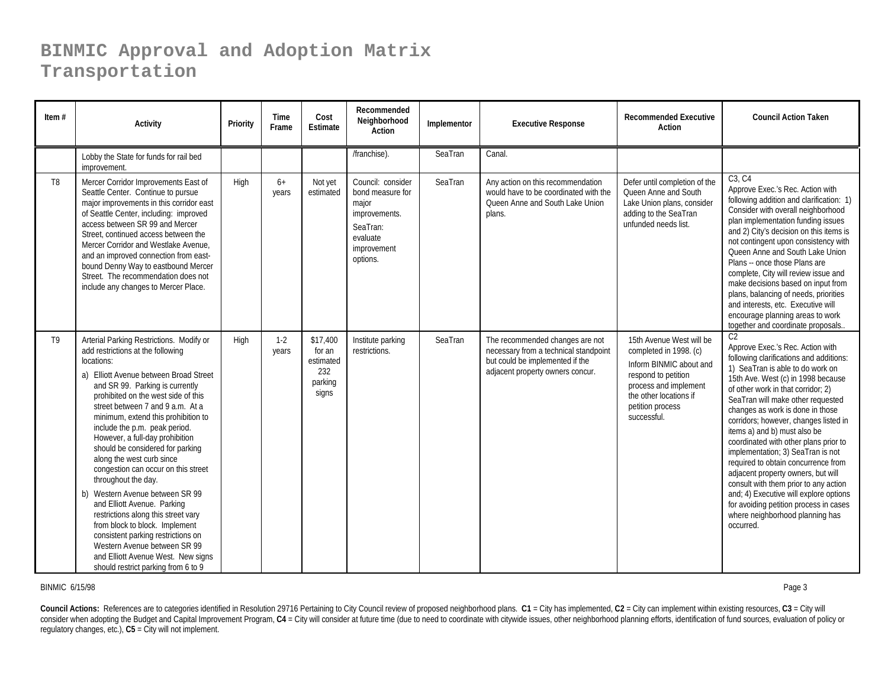# BINMIC Approval and Adoption Matrix
# Transportation

| Item # | Activity | Priority | Time Frame | Cost Estimate | Recommended Neighborhood Action | Implementor | Executive Response | Recommended Executive Action | Council Action Taken |
|---|---|---|---|---|---|---|---|---|---|
| | Lobby the State for funds for rail bed improvement. | | | | /franchise). | SeaTran | Canal. | | |
| T8 | Mercer Corridor Improvements East of Seattle Center. Continue to pursue major improvements in this corridor east of Seattle Center, including: improved access between SR 99 and Mercer Street, continued access between the Mercer Corridor and Westlake Avenue, and an improved connection from east-bound Denny Way to eastbound Mercer Street. The recommendation does not include any changes to Mercer Place. | High | 6+ years | Not yet estimated | Council: consider bond measure for major improvements. SeaTran: evaluate improvement options. | SeaTran | Any action on this recommendation would have to be coordinated with the Queen Anne and South Lake Union plans. | Defer until completion of the Queen Anne and South Lake Union plans, consider adding to the SeaTran unfunded needs list. | C3, C4 Approve Exec.'s Rec. Action with following addition and clarification: 1) Consider with overall neighborhood plan implementation funding issues and 2) City's decision on this items is not contingent upon consistency with Queen Anne and South Lake Union Plans -- once those Plans are complete, City will review issue and make decisions based on input from plans, balancing of needs, priorities and interests, etc. Executive will encourage planning areas to work together and coordinate proposals.. |
| T9 | Arterial Parking Restrictions. Modify or add restrictions at the following locations: a) Elliott Avenue between Broad Street and SR 99. Parking is currently prohibited on the west side of this street between 7 and 9 a.m. At a minimum, extend this prohibition to include the p.m. peak period. However, a full-day prohibition should be considered for parking along the west curb since congestion can occur on this street throughout the day. b) Western Avenue between SR 99 and Elliott Avenue. Parking restrictions along this street vary from block to block. Implement consistent parking restrictions on Western Avenue between SR 99 and Elliott Avenue West. New signs should restrict parking from 6 to 9 | High | 1-2 years | $17,400 for an estimated 232 parking signs | Institute parking restrictions. | SeaTran | The recommended changes are not necessary from a technical standpoint but could be implemented if the adjacent property owners concur. | 15th Avenue West will be completed in 1998. (c) Inform BINMIC about and respond to petition process and implement the other locations if petition process successful. | C2 Approve Exec.'s Rec. Action with following clarifications and additions: 1) SeaTran is able to do work on 15th Ave. West (c) in 1998 because of other work in that corridor; 2) SeaTran will make other requested changes as work is done in those corridors; however, changes listed in items a) and b) must also be coordinated with other plans prior to implementation; 3) SeaTran is not required to obtain concurrence from adjacent property owners, but will consult with them prior to any action and; 4) Executive will explore options for avoiding petition process in cases where neighborhood planning has occurred. |

BINMIC 6/15/98

**Council Actions:** References are to categories identified in Resolution 29716 Pertaining to City Council review of proposed neighborhood plans. **C1** = City has implemented, **C2** = City can implement within existing resources, **C3** = City will consider when adopting the Budget and Capital Improvement Program, **C4** = City will consider at future time (due to need to coordinate with citywide issues, other neighborhood planning efforts, identification of fund sources, evaluation of policy or regulatory changes, etc.), **C5** = City will not implement.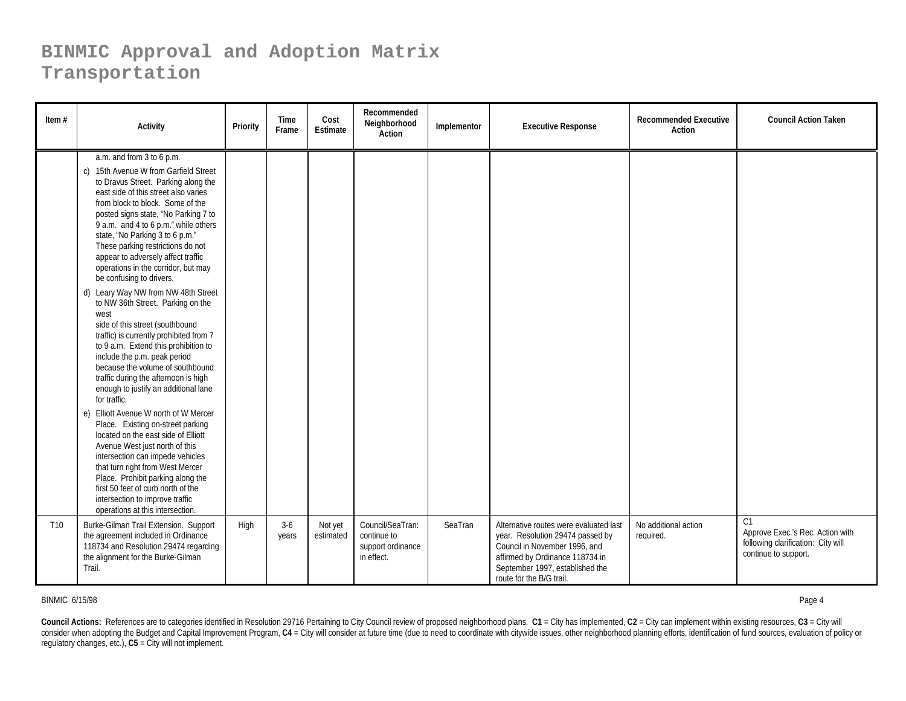# BINMIC Approval and Adoption Matrix
# Transportation

| Item # | Activity | Priority | Time Frame | Cost Estimate | Recommended Neighborhood Action | Implementor | Executive Response | Recommended Executive Action | Council Action Taken |
|---|---|---|---|---|---|---|---|---|---|
| | a.m. and from 3 to 6 p.m.<br>c) 15th Avenue W from Garfield Street to Dravus Street. Parking along the east side of this street also varies from block to block. Some of the posted signs state, "No Parking 7 to 9 a.m. and 4 to 6 p.m." while others state, "No Parking 3 to 6 p.m." These parking restrictions do not appear to adversely affect traffic operations in the corridor, but may be confusing to drivers.<br>d) Leary Way NW from NW 48th Street to NW 36th Street. Parking on the west side of this street (southbound traffic) is currently prohibited from 7 to 9 a.m. Extend this prohibition to include the p.m. peak period because the volume of southbound traffic during the afternoon is high enough to justify an additional lane for traffic.<br>e) Elliott Avenue W north of W Mercer Place. Existing on-street parking located on the east side of Elliott Avenue West just north of this intersection can impede vehicles that turn right from West Mercer Place. Prohibit parking along the first 50 feet of curb north of the intersection to improve traffic operations at this intersection. | | | | | | | | |
| T10 | Burke-Gilman Trail Extension. Support the agreement included in Ordinance 118734 and Resolution 29474 regarding the alignment for the Burke-Gilman Trail. | High | 3-6 years | Not yet estimated | Council/SeaTran: continue to support ordinance in effect. | SeaTran | Alternative routes were evaluated last year. Resolution 29474 passed by Council in November 1996, and affirmed by Ordinance 118734 in September 1997, established the route for the B/G trail. | No additional action required. | C1<br>Approve Exec.'s Rec. Action with following clarification: City will continue to support. |

BINMIC 6/15/98

**Council Actions:** References are to categories identified in Resolution 29716 Pertaining to City Council review of proposed neighborhood plans. **C1** = City has implemented, **C2** = City can implement within existing resources, **C3** = City will consider when adopting the Budget and Capital Improvement Program, **C4** = City will consider at future time (due to need to coordinate with citywide issues, other neighborhood planning efforts, identification of fund sources, evaluation of policy or regulatory changes, etc.), **C5** = City will not implement.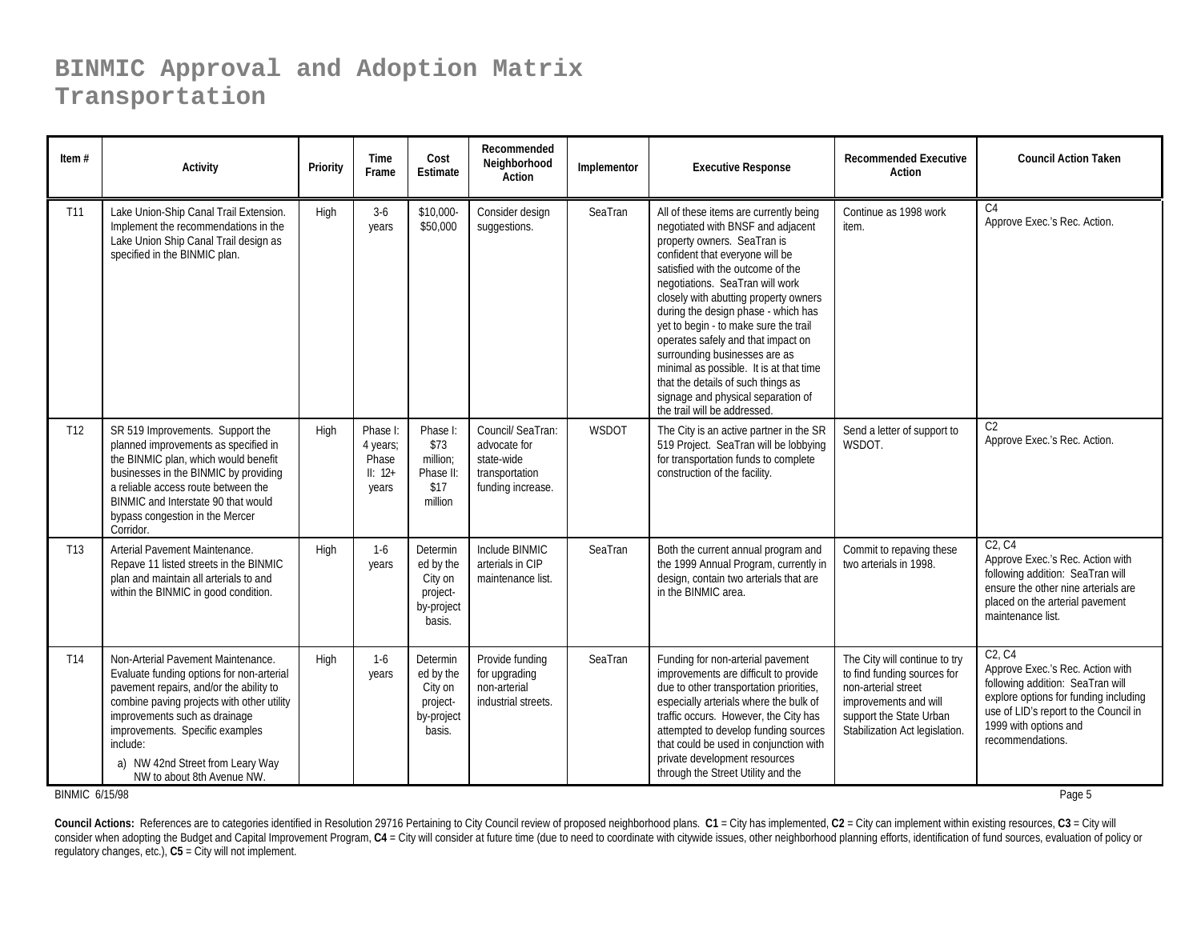# BINMIC Approval and Adoption Matrix
## Transportation

| Item # | Activity | Priority | Time Frame | Cost Estimate | Recommended Neighborhood Action | Implementor | Executive Response | Recommended Executive Action | Council Action Taken |
|---|---|---|---|---|---|---|---|---|---|
| T11 | Lake Union-Ship Canal Trail Extension. Implement the recommendations in the Lake Union Ship Canal Trail design as specified in the BINMIC plan. | High | 3-6 years | $10,000-$50,000 | Consider design suggestions. | SeaTran | All of these items are currently being negotiated with BNSF and adjacent property owners. SeaTran is confident that everyone will be satisfied with the outcome of the negotiations. SeaTran will work closely with abutting property owners during the design phase - which has yet to begin - to make sure the trail operates safely and that impact on surrounding businesses are as minimal as possible. It is at that time that the details of such things as signage and physical separation of the trail will be addressed. | Continue as 1998 work item. | C4<br>Approve Exec.'s Rec. Action. |
| T12 | SR 519 Improvements. Support the planned improvements as specified in the BINMIC plan, which would benefit businesses in the BINMIC by providing a reliable access route between the BINMIC and Interstate 90 that would bypass congestion in the Mercer Corridor. | High | Phase I: 4 years; Phase II: 12+ years | Phase I: $73 million; Phase II: $17 million | Council/ SeaTran: advocate for state-wide transportation funding increase. | WSDOT | The City is an active partner in the SR 519 Project. SeaTran will be lobbying for transportation funds to complete construction of the facility. | Send a letter of support to WSDOT. | C2<br>Approve Exec.'s Rec. Action. |
| T13 | Arterial Pavement Maintenance. Repave 11 listed streets in the BINMIC plan and maintain all arterials to and within the BINMIC in good condition. | High | 1-6 years | Determined by the City on project-by-project basis. | Include BINMIC arterials in CIP maintenance list. | SeaTran | Both the current annual program and the 1999 Annual Program, currently in design, contain two arterials that are in the BINMIC area. | Commit to repaving these two arterials in 1998. | C2, C4<br>Approve Exec.'s Rec. Action with following addition: SeaTran will ensure the other nine arterials are placed on the arterial pavement maintenance list. |
| T14 | Non-Arterial Pavement Maintenance. Evaluate funding options for non-arterial pavement repairs, and/or the ability to combine paving projects with other utility improvements such as drainage improvements. Specific examples include:<br>a) NW 42nd Street from Leary Way NW to about 8th Avenue NW. | High | 1-6 years | Determined by the City on project-by-project basis. | Provide funding for upgrading non-arterial industrial streets. | SeaTran | Funding for non-arterial pavement improvements are difficult to provide due to other transportation priorities, especially arterials where the bulk of traffic occurs. However, the City has attempted to develop funding sources that could be used in conjunction with private development resources through the Street Utility and the | The City will continue to try to find funding sources for non-arterial street improvements and will support the State Urban Stabilization Act legislation. | C2, C4<br>Approve Exec.'s Rec. Action with following addition: SeaTran will explore options for funding including use of LID's report to the Council in 1999 with options and recommendations. |

BINMIC 6/15/98

**Council Actions:** References are to categories identified in Resolution 29716 Pertaining to City Council review of proposed neighborhood plans. **C1** = City has implemented, **C2** = City can implement within existing resources, **C3** = City will consider when adopting the Budget and Capital Improvement Program, **C4** = City will consider at future time (due to need to coordinate with citywide issues, other neighborhood planning efforts, identification of fund sources, evaluation of policy or regulatory changes, etc.), **C5** = City will not implement.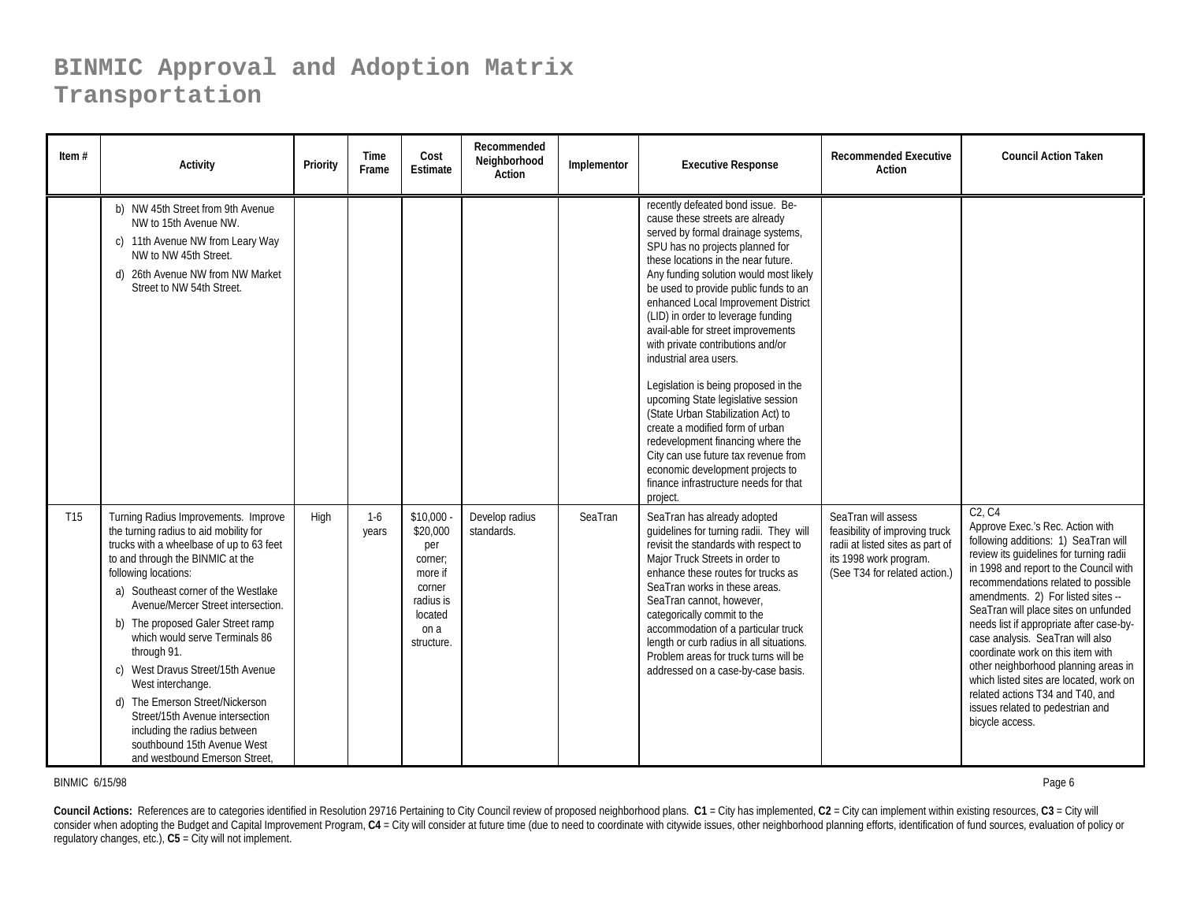# BINMIC Approval and Adoption Matrix
# Transportation

| Item # | Activity | Priority | Time Frame | Cost Estimate | Recommended Neighborhood Action | Implementor | Executive Response | Recommended Executive Action | Council Action Taken |
|---|---|---|---|---|---|---|---|---|---|
| | b) NW 45th Street from 9th Avenue NW to 15th Avenue NW.<br>c) 11th Avenue NW from Leary Way NW to NW 45th Street.<br>d) 26th Avenue NW from NW Market Street to NW 54th Street. | | | | | | recently defeated bond issue. Because these streets are already served by formal drainage systems, SPU has no projects planned for these locations in the near future. Any funding solution would most likely be used to provide public funds to an enhanced Local Improvement District (LID) in order to leverage funding avail-able for street improvements with private contributions and/or industrial area users.<br><br>Legislation is being proposed in the upcoming State legislative session (State Urban Stabilization Act) to create a modified form of urban redevelopment financing where the City can use future tax revenue from economic development projects to finance infrastructure needs for that project. | | |
| T15 | Turning Radius Improvements. Improve the turning radius to aid mobility for trucks with a wheelbase of up to 63 feet to and through the BINMIC at the following locations:<br>a) Southeast corner of the Westlake Avenue/Mercer Street intersection.<br>b) The proposed Galer Street ramp which would serve Terminals 86 through 91.<br>c) West Dravus Street/15th Avenue West interchange.<br>d) The Emerson Street/Nickerson Street/15th Avenue intersection including the radius between southbound 15th Avenue West and westbound Emerson Street, | High | 1-6 years | $10,000 - $20,000 per corner; more if corner radius is located on a structure. | Develop radius standards. | SeaTran | SeaTran has already adopted guidelines for turning radii. They will revisit the standards with respect to Major Truck Streets in order to enhance these routes for trucks as SeaTran works in these areas. SeaTran cannot, however, categorically commit to the accommodation of a particular truck length or curb radius in all situations. Problem areas for truck turns will be addressed on a case-by-case basis. | SeaTran will assess feasibility of improving truck radii at listed sites as part of its 1998 work program. (See T34 for related action.) | C2, C4<br>Approve Exec.'s Rec. Action with following additions: 1) SeaTran will review its guidelines for turning radii in 1998 and report to the Council with recommendations related to possible amendments. 2) For listed sites -- SeaTran will place sites on unfunded needs list if appropriate after case-by-case analysis. SeaTran will also coordinate work on this item with other neighborhood planning areas in which listed sites are located, work on related actions T34 and T40, and issues related to pedestrian and bicycle access. |

BINMIC 6/15/98

**Council Actions:** References are to categories identified in Resolution 29716 Pertaining to City Council review of proposed neighborhood plans. **C1** = City has implemented, **C2** = City can implement within existing resources, **C3** = City will consider when adopting the Budget and Capital Improvement Program, **C4** = City will consider at future time (due to need to coordinate with citywide issues, other neighborhood planning efforts, identification of fund sources, evaluation of policy or regulatory changes, etc.), **C5** = City will not implement.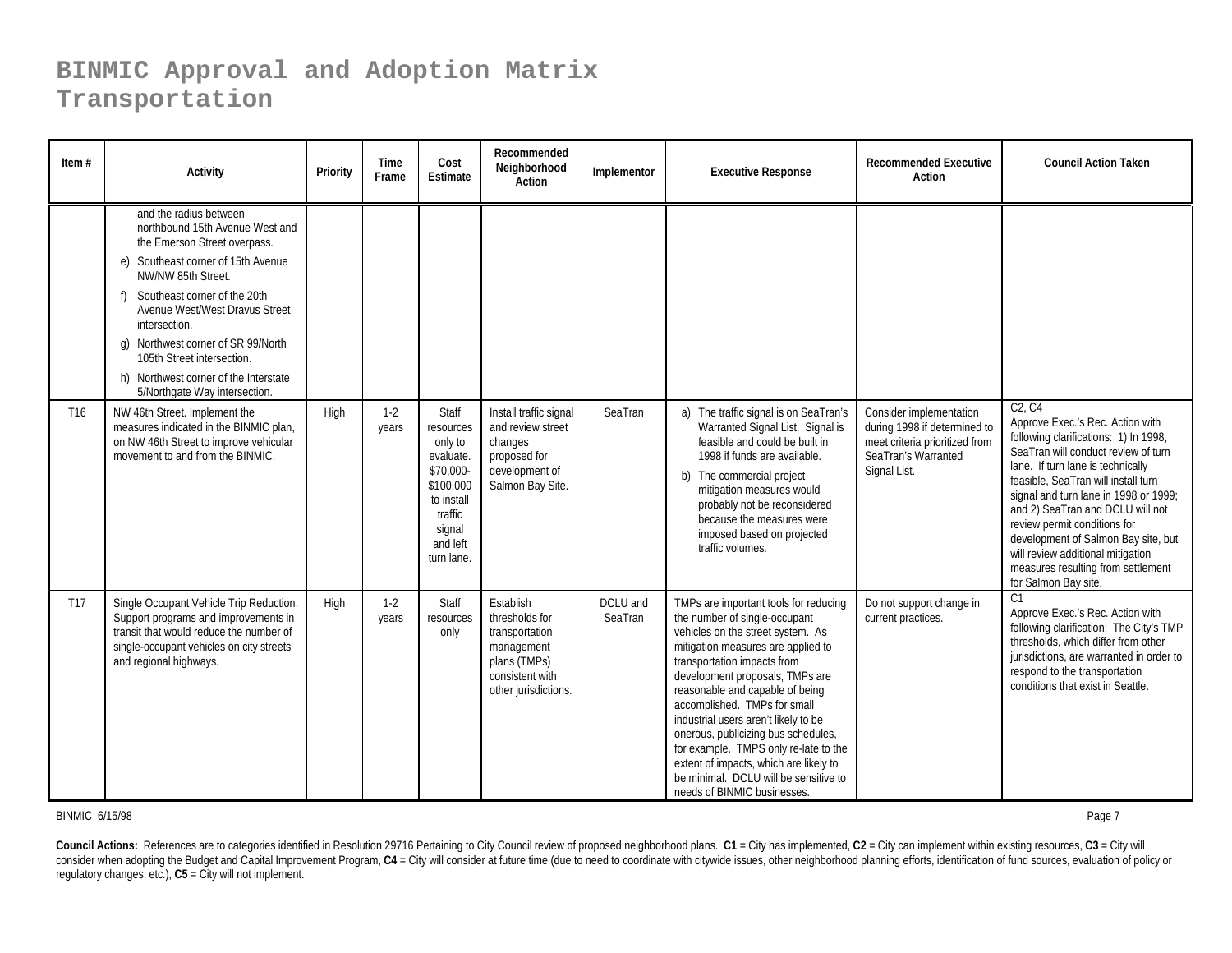# BINMIC Approval and Adoption Matrix
# Transportation

| Item # | Activity | Priority | Time Frame | Cost Estimate | Recommended Neighborhood Action | Implementor | Executive Response | Recommended Executive Action | Council Action Taken |
|---|---|---|---|---|---|---|---|---|---|
| | and the radius between northbound 15th Avenue West and the Emerson Street overpass.<br>e) Southeast corner of 15th Avenue NW/NW 85th Street.<br>f) Southeast corner of the 20th Avenue West/West Dravus Street intersection.<br>g) Northwest corner of SR 99/North 105th Street intersection.<br>h) Northwest corner of the Interstate 5/Northgate Way intersection. | | | | | | | | |
| T16 | NW 46th Street. Implement the measures indicated in the BINMIC plan, on NW 46th Street to improve vehicular movement to and from the BINMIC. | High | 1-2 years | Staff resources only to evaluate. \$70,000-\$100,000 to install traffic signal and left turn lane. | Install traffic signal and review street changes proposed for development of Salmon Bay Site. | SeaTran | a) The traffic signal is on SeaTran's Warranted Signal List. Signal is feasible and could be built in 1998 if funds are available.<br>b) The commercial project mitigation measures would probably not be reconsidered because the measures were imposed based on projected traffic volumes. | Consider implementation during 1998 if determined to meet criteria prioritized from SeaTran's Warranted Signal List. | C2, C4<br>Approve Exec.'s Rec. Action with following clarifications: 1) In 1998, SeaTran will conduct review of turn lane. If turn lane is technically feasible, SeaTran will install turn signal and turn lane in 1998 or 1999; and 2) SeaTran and DCLU will not review permit conditions for development of Salmon Bay site, but will review additional mitigation measures resulting from settlement for Salmon Bay site. |
| T17 | Single Occupant Vehicle Trip Reduction. Support programs and improvements in transit that would reduce the number of single-occupant vehicles on city streets and regional highways. | High | 1-2 years | Staff resources only | Establish thresholds for transportation management plans (TMPs) consistent with other jurisdictions. | DCLU and SeaTran | TMPs are important tools for reducing the number of single-occupant vehicles on the street system. As mitigation measures are applied to transportation impacts from development proposals, TMPs are reasonable and capable of being accomplished. TMPs for small industrial users aren't likely to be onerous, publicizing bus schedules, for example. TMPS only re-late to the extent of impacts, which are likely to be minimal. DCLU will be sensitive to needs of BINMIC businesses. | Do not support change in current practices. | C1<br>Approve Exec.'s Rec. Action with following clarification: The City's TMP thresholds, which differ from other jurisdictions, are warranted in order to respond to the transportation conditions that exist in Seattle. |

BINMIC 6/15/98

**Council Actions:** References are to categories identified in Resolution 29716 Pertaining to City Council review of proposed neighborhood plans. **C1** = City has implemented, **C2** = City can implement within existing resources, **C3** = City will consider when adopting the Budget and Capital Improvement Program, **C4** = City will consider at future time (due to need to coordinate with citywide issues, other neighborhood planning efforts, identification of fund sources, evaluation of policy or regulatory changes, etc.), **C5** = City will not implement.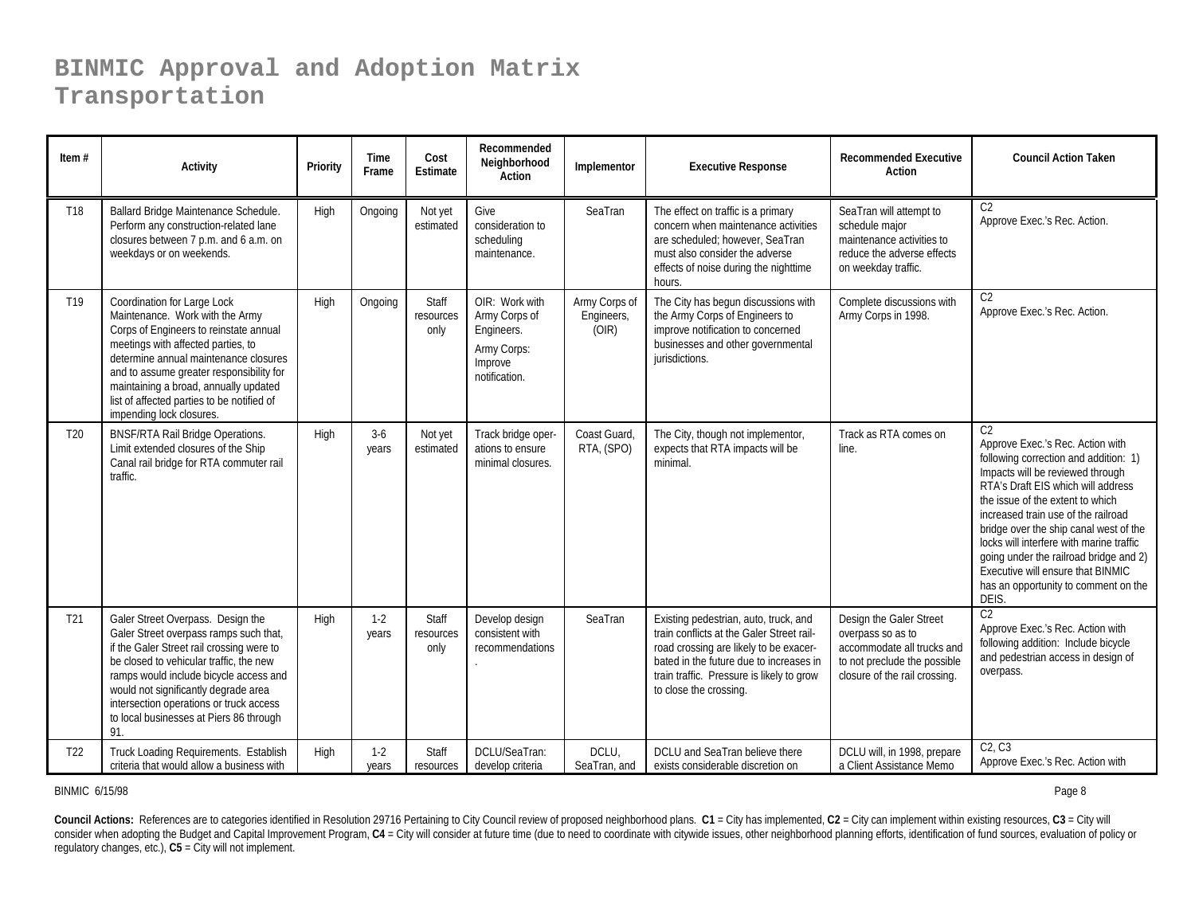# BINMIC Approval and Adoption Matrix
# Transportation

| Item # | Activity | Priority | Time Frame | Cost Estimate | Recommended Neighborhood Action | Implementor | Executive Response | Recommended Executive Action | Council Action Taken |
|---|---|---|---|---|---|---|---|---|---|
| T18 | Ballard Bridge Maintenance Schedule. Perform any construction-related lane closures between 7 p.m. and 6 a.m. on weekdays or on weekends. | High | Ongoing | Not yet estimated | Give consideration to scheduling maintenance. | SeaTran | The effect on traffic is a primary concern when maintenance activities are scheduled; however, SeaTran must also consider the adverse effects of noise during the nighttime hours. | SeaTran will attempt to schedule major maintenance activities to reduce the adverse effects on weekday traffic. | C2<br>Approve Exec.'s Rec. Action. |
| T19 | Coordination for Large Lock Maintenance. Work with the Army Corps of Engineers to reinstate annual meetings with affected parties, to determine annual maintenance closures and to assume greater responsibility for maintaining a broad, annually updated list of affected parties to be notified of impending lock closures. | High | Ongoing | Staff resources only | OIR: Work with Army Corps of Engineers.<br>Army Corps: Improve notification. | Army Corps of Engineers, (OIR) | The City has begun discussions with the Army Corps of Engineers to improve notification to concerned businesses and other governmental jurisdictions. | Complete discussions with Army Corps in 1998. | C2<br>Approve Exec.'s Rec. Action. |
| T20 | BNSF/RTA Rail Bridge Operations. Limit extended closures of the Ship Canal rail bridge for RTA commuter rail traffic. | High | 3-6 years | Not yet estimated | Track bridge operations to ensure minimal closures. | Coast Guard, RTA, (SPO) | The City, though not implementor, expects that RTA impacts will be minimal. | Track as RTA comes on line. | C2<br>Approve Exec.'s Rec. Action with following correction and addition: 1) Impacts will be reviewed through RTA's Draft EIS which will address the issue of the extent to which increased train use of the railroad bridge over the ship canal west of the locks will interfere with marine traffic going under the railroad bridge and 2) Executive will ensure that BINMIC has an opportunity to comment on the DEIS. |
| T21 | Galer Street Overpass. Design the Galer Street overpass ramps such that, if the Galer Street rail crossing were to be closed to vehicular traffic, the new ramps would include bicycle access and would not significantly degrade area intersection operations or truck access to local businesses at Piers 86 through 91. | High | 1-2 years | Staff resources only | Develop design consistent with recommendations. | SeaTran | Existing pedestrian, auto, truck, and train conflicts at the Galer Street railroad crossing are likely to be exacerbated in the future due to increases in train traffic. Pressure is likely to grow to close the crossing. | Design the Galer Street overpass so as to accommodate all trucks and to not preclude the possible closure of the rail crossing. | C2<br>Approve Exec.'s Rec. Action with following addition: Include bicycle and pedestrian access in design of overpass. |
| T22 | Truck Loading Requirements. Establish criteria that would allow a business with | High | 1-2 years | Staff resources | DCLU/SeaTran: develop criteria | DCLU, SeaTran, and | DCLU and SeaTran believe there exists considerable discretion on | DCLU will, in 1998, prepare a Client Assistance Memo | C2, C3<br>Approve Exec.'s Rec. Action with |

BINMIC 6/15/98

**Council Actions:** References are to categories identified in Resolution 29716 Pertaining to City Council review of proposed neighborhood plans. **C1** = City has implemented, **C2** = City can implement within existing resources, **C3** = City will consider when adopting the Budget and Capital Improvement Program, **C4** = City will consider at future time (due to need to coordinate with citywide issues, other neighborhood planning efforts, identification of fund sources, evaluation of policy or regulatory changes, etc.), **C5** = City will not implement.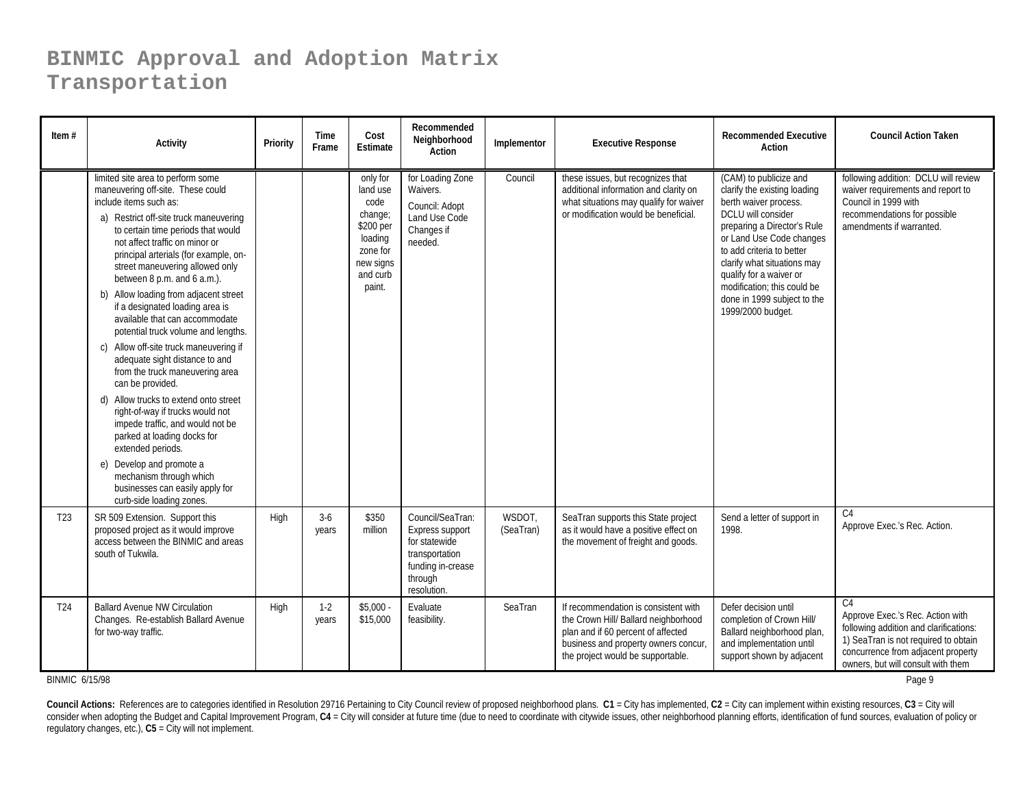# BINMIC Approval and Adoption Matrix
# Transportation

| Item # | Activity | Priority | Time Frame | Cost Estimate | Recommended Neighborhood Action | Implementor | Executive Response | Recommended Executive Action | Council Action Taken |
|---|---|---|---|---|---|---|---|---|---|
| | limited site area to perform some maneuvering off-site. These could include items such as:<br>a) Restrict off-site truck maneuvering to certain time periods that would not affect traffic on minor or principal arterials (for example, on-street maneuvering allowed only between 8 p.m. and 6 a.m.).<br>b) Allow loading from adjacent street if a designated loading area is available that can accommodate potential truck volume and lengths.<br>c) Allow off-site truck maneuvering if adequate sight distance to and from the truck maneuvering area can be provided.<br>d) Allow trucks to extend onto street right-of-way if trucks would not impede traffic, and would not be parked at loading docks for extended periods.<br>e) Develop and promote a mechanism through which businesses can easily apply for curb-side loading zones. | | | only for land use code change; $200 per loading zone for new signs and curb paint. | for Loading Zone Waivers.<br>Council: Adopt Land Use Code Changes if needed. | Council | these issues, but recognizes that additional information and clarity on what situations may qualify for waiver or modification would be beneficial. | (CAM) to publicize and clarify the existing loading berth waiver process. DCLU will consider preparing a Director's Rule or Land Use Code changes to add criteria to better clarify what situations may qualify for a waiver or modification; this could be done in 1999 subject to the 1999/2000 budget. | following addition: DCLU will review waiver requirements and report to Council in 1999 with recommendations for possible amendments if warranted. |
| T23 | SR 509 Extension. Support this proposed project as it would improve access between the BINMIC and areas south of Tukwila. | High | 3-6 years | $350 million | Council/SeaTran: Express support for statewide transportation funding in-crease through resolution. | WSDOT, (SeaTran) | SeaTran supports this State project as it would have a positive effect on the movement of freight and goods. | Send a letter of support in 1998. | C4<br>Approve Exec.'s Rec. Action. |
| T24 | Ballard Avenue NW Circulation Changes. Re-establish Ballard Avenue for two-way traffic. | High | 1-2 years | $5,000 - $15,000 | Evaluate feasibility. | SeaTran | If recommendation is consistent with the Crown Hill/ Ballard neighborhood plan and if 60 percent of affected business and property owners concur, the project would be supportable. | Defer decision until completion of Crown Hill/ Ballard neighborhood plan, and implementation until support shown by adjacent | C4<br>Approve Exec.'s Rec. Action with following addition and clarifications: 1) SeaTran is not required to obtain concurrence from adjacent property owners, but will consult with them |

BINMIC 6/15/98

**Council Actions:** References are to categories identified in Resolution 29716 Pertaining to City Council review of proposed neighborhood plans. **C1** = City has implemented, **C2** = City can implement within existing resources, **C3** = City will consider when adopting the Budget and Capital Improvement Program, **C4** = City will consider at future time (due to need to coordinate with citywide issues, other neighborhood planning efforts, identification of fund sources, evaluation of policy or regulatory changes, etc.), **C5** = City will not implement.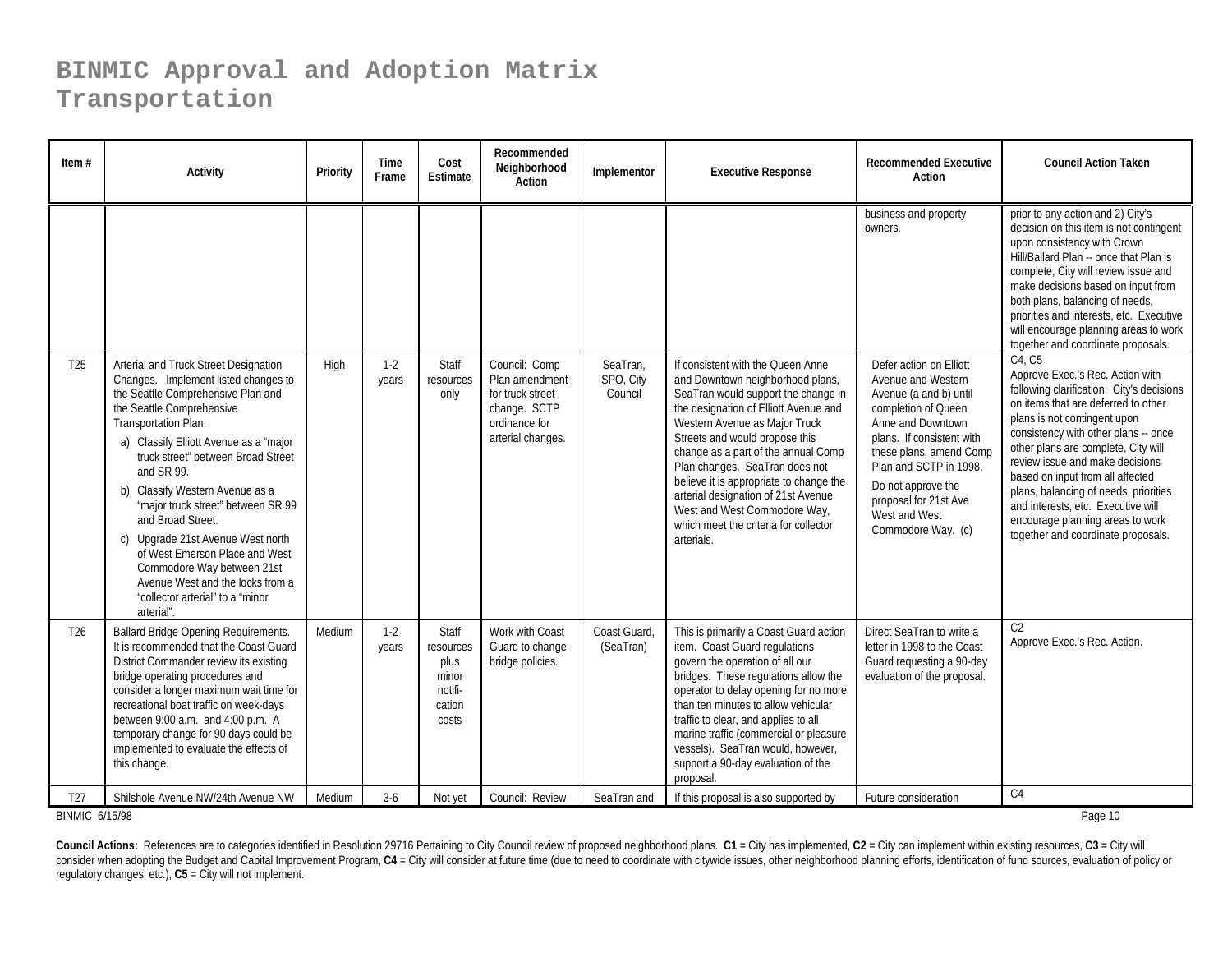# BINMIC Approval and Adoption Matrix Transportation

| Item # | Activity | Priority | Time Frame | Cost Estimate | Recommended Neighborhood Action | Implementor | Executive Response | Recommended Executive Action | Council Action Taken |
|---|---|---|---|---|---|---|---|---|---|
| | | | | | | | | business and property owners. | prior to any action and 2) City's decision on this item is not contingent upon consistency with Crown Hill/Ballard Plan -- once that Plan is complete, City will review issue and make decisions based on input from both plans, balancing of needs, priorities and interests, etc. Executive will encourage planning areas to work together and coordinate proposals. |
| T25 | Arterial and Truck Street Designation Changes. Implement listed changes to the Seattle Comprehensive Plan and the Seattle Comprehensive Transportation Plan. a) Classify Elliott Avenue as a "major truck street" between Broad Street and SR 99. b) Classify Western Avenue as a "major truck street" between SR 99 and Broad Street. c) Upgrade 21st Avenue West north of West Emerson Place and West Commodore Way between 21st Avenue West and the locks from a "collector arterial" to a "minor arterial". | High | 1-2 years | Staff resources only | Council: Comp Plan amendment for truck street change. SCTP ordinance for arterial changes. | SeaTran, SPO, City Council | If consistent with the Queen Anne and Downtown neighborhood plans, SeaTran would support the change in the designation of Elliott Avenue and Western Avenue as Major Truck Streets and would propose this change as a part of the annual Comp Plan changes. SeaTran does not believe it is appropriate to change the arterial designation of 21st Avenue West and West Commodore Way, which meet the criteria for collector arterials. | Defer action on Elliott Avenue and Western Avenue (a and b) until completion of Queen Anne and Downtown plans. If consistent with these plans, amend Comp Plan and SCTP in 1998. Do not approve the proposal for 21st Ave West and West Commodore Way. (c) | C4, C5 Approve Exec.'s Rec. Action with following clarification: City's decisions on items that are deferred to other plans is not contingent upon consistency with other plans -- once other plans are complete, City will review issue and make decisions based on input from all affected plans, balancing of needs, priorities and interests, etc. Executive will encourage planning areas to work together and coordinate proposals. |
| T26 | Ballard Bridge Opening Requirements. It is recommended that the Coast Guard District Commander review its existing bridge operating procedures and consider a longer maximum wait time for recreational boat traffic on week-days between 9:00 a.m. and 4:00 p.m. A temporary change for 90 days could be implemented to evaluate the effects of this change. | Medium | 1-2 years | Staff resources plus minor notifi-cation costs | Work with Coast Guard to change bridge policies. | Coast Guard, (SeaTran) | This is primarily a Coast Guard action item. Coast Guard regulations govern the operation of all our bridges. These regulations allow the operator to delay opening for no more than ten minutes to allow vehicular traffic to clear, and applies to all marine traffic (commercial or pleasure vessels). SeaTran would, however, support a 90-day evaluation of the proposal. | Direct SeaTran to write a letter in 1998 to the Coast Guard requesting a 90-day evaluation of the proposal. | C2 Approve Exec.'s Rec. Action. |
| T27 | Shilshole Avenue NW/24th Avenue NW | Medium | 3-6 | Not yet | Council: Review | SeaTran and | If this proposal is also supported by | Future consideration | C4 |

BINMIC 6/15/98

**Council Actions:** References are to categories identified in Resolution 29716 Pertaining to City Council review of proposed neighborhood plans. **C1** = City has implemented, **C2** = City can implement within existing resources, **C3** = City will consider when adopting the Budget and Capital Improvement Program, **C4** = City will consider at future time (due to need to coordinate with citywide issues, other neighborhood planning efforts, identification of fund sources, evaluation of policy or regulatory changes, etc.), **C5** = City will not implement.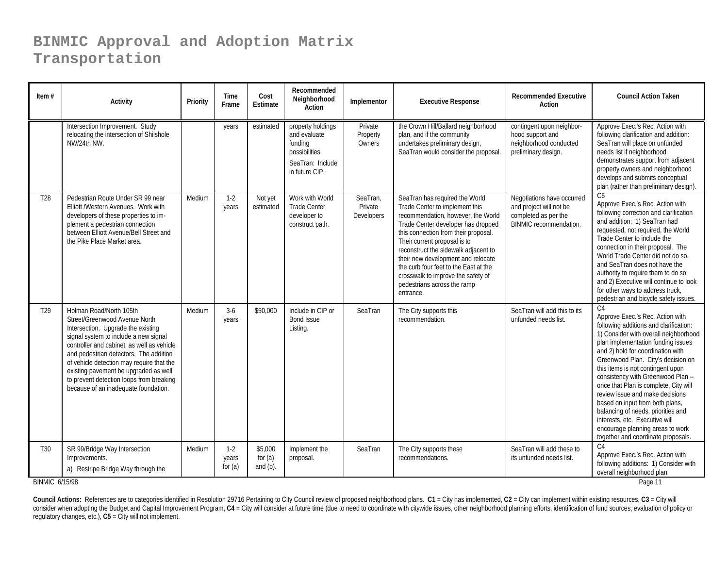# BINMIC Approval and Adoption Matrix
# Transportation

| Item # | Activity | Priority | Time Frame | Cost Estimate | Recommended Neighborhood Action | Implementor | Executive Response | Recommended Executive Action | Council Action Taken |
|---|---|---|---|---|---|---|---|---|---|
| | Intersection Improvement. Study relocating the intersection of Shilshole NW/24th NW. | | years | estimated | property holdings and evaluate funding possibilities. SeaTran: Include in future CIP. | Private Property Owners | the Crown Hill/Ballard neighborhood plan, and if the community undertakes preliminary design, SeaTran would consider the proposal. | contingent upon neighbor-hood support and neighborhood conducted preliminary design. | Approve Exec.'s Rec. Action with following clarification and addition: SeaTran will place on unfunded needs list if neighborhood demonstrates support from adjacent property owners and neighborhood develops and submits conceptual plan (rather than preliminary design). |
| T28 | Pedestrian Route Under SR 99 near Elliott /Western Avenues. Work with developers of these properties to im-plement a pedestrian connection between Elliott Avenue/Bell Street and the Pike Place Market area. | Medium | 1-2 years | Not yet estimated | Work with World Trade Center developer to construct path. | SeaTran, Private Developers | SeaTran has required the World Trade Center to implement this recommendation, however, the World Trade Center developer has dropped this connection from their proposal. Their current proposal is to reconstruct the sidewalk adjacent to their new development and relocate the curb four feet to the East at the crosswalk to improve the safety of pedestrians across the ramp entrance. | Negotiations have occurred and project will not be completed as per the BINMIC recommendation. | C5<br>Approve Exec.'s Rec. Action with following correction and clarification and addition: 1) SeaTran had requested, not required, the World Trade Center to include the connection in their proposal. The World Trade Center did not do so, and SeaTran does not have the authority to require them to do so; and 2) Executive will continue to look for other ways to address truck, pedestrian and bicycle safety issues. |
| T29 | Holman Road/North 105th Street/Greenwood Avenue North Intersection. Upgrade the existing signal system to include a new signal controller and cabinet, as well as vehicle and pedestrian detectors. The addition of vehicle detection may require that the existing pavement be upgraded as well to prevent detection loops from breaking because of an inadequate foundation. | Medium | 3-6 years | $50,000 | Include in CIP or Bond Issue Listing. | SeaTran | The City supports this recommendation. | SeaTran will add this to its unfunded needs list. | C4<br>Approve Exec.'s Rec. Action with following additions and clarification: 1) Consider with overall neighborhood plan implementation funding issues and 2) hold for coordination with Greenwood Plan. City's decision on this items is not contingent upon consistency with Greenwood Plan -- once that Plan is complete, City will review issue and make decisions based on input from both plans, balancing of needs, priorities and interests, etc. Executive will encourage planning areas to work together and coordinate proposals. |
| T30 | SR 99/Bridge Way Intersection Improvements.<br>a) Restripe Bridge Way through the | Medium | 1-2 years for (a) | $5,000 for (a) and (b). | Implement the proposal. | SeaTran | The City supports these recommendations. | SeaTran will add these to its unfunded needs list. | C4<br>Approve Exec.'s Rec. Action with following additions: 1) Consider with overall neighborhood plan |

BINMIC 6/15/98

**Council Actions:** References are to categories identified in Resolution 29716 Pertaining to City Council review of proposed neighborhood plans. **C1** = City has implemented, **C2** = City can implement within existing resources, **C3** = City will consider when adopting the Budget and Capital Improvement Program, **C4** = City will consider at future time (due to need to coordinate with citywide issues, other neighborhood planning efforts, identification of fund sources, evaluation of policy or regulatory changes, etc.), **C5** = City will not implement.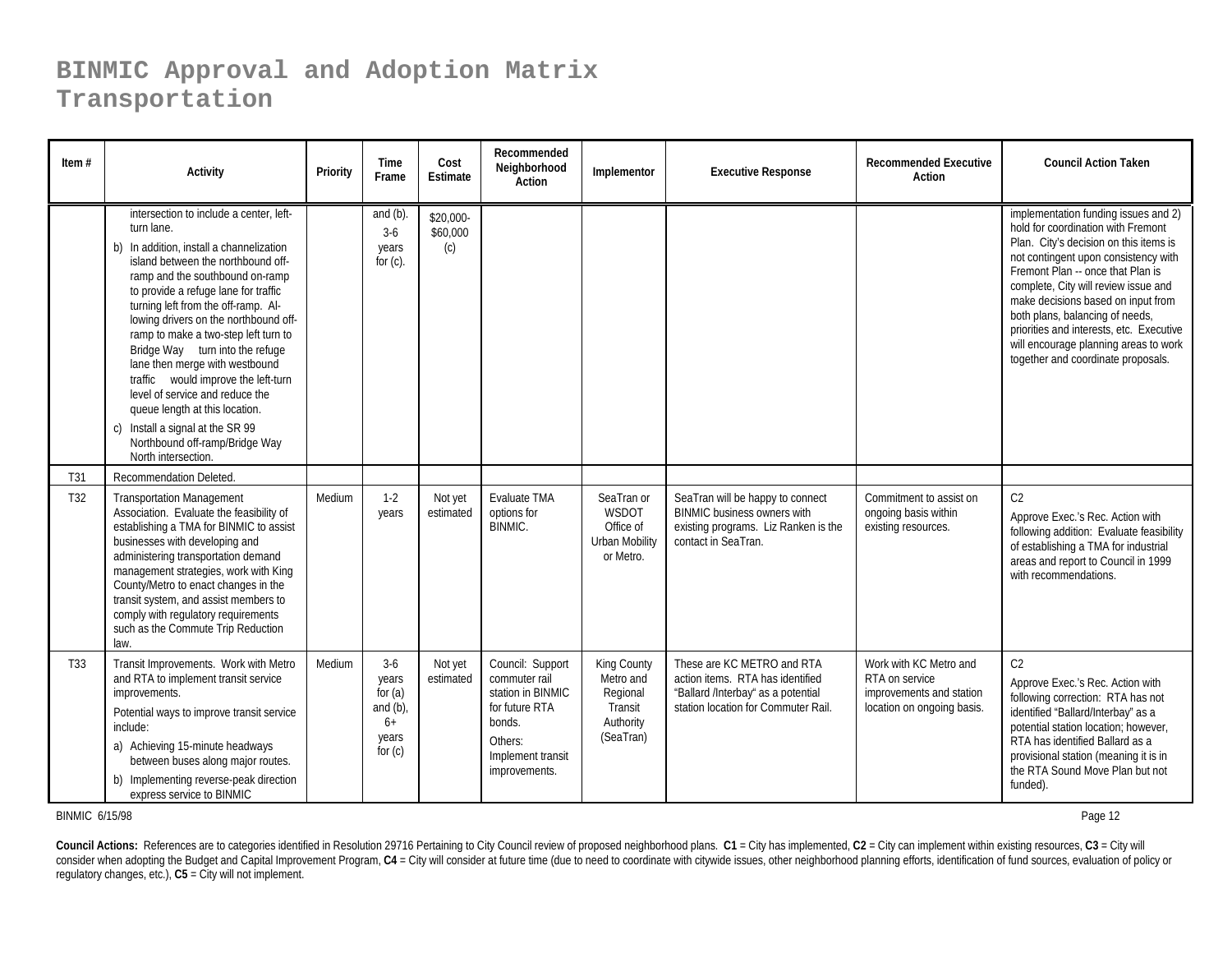# BINMIC Approval and Adoption Matrix
# Transportation

| Item # | Activity | Priority | Time Frame | Cost Estimate | Recommended Neighborhood Action | Implementor | Executive Response | Recommended Executive Action | Council Action Taken |
|---|---|---|---|---|---|---|---|---|---|
| | intersection to include a center, left-turn lane.<br>b) In addition, install a channelization island between the northbound off-ramp and the southbound on-ramp to provide a refuge lane for traffic turning left from the off-ramp. Allowing drivers on the northbound off-ramp to make a two-step left turn to Bridge Way turn into the refuge lane then merge with westbound traffic would improve the left-turn level of service and reduce the queue length at this location.<br>c) Install a signal at the SR 99 Northbound off-ramp/Bridge Way North intersection. | | and (b). 3-6 years for (c). | $20,000-$60,000 (c) | | | | | implementation funding issues and 2) hold for coordination with Fremont Plan. City's decision on this items is not contingent upon consistency with Fremont Plan -- once that Plan is complete, City will review issue and make decisions based on input from both plans, balancing of needs, priorities and interests, etc. Executive will encourage planning areas to work together and coordinate proposals. |
| T31 | Recommendation Deleted. | | | | | | | | |
| T32 | Transportation Management Association. Evaluate the feasibility of establishing a TMA for BINMIC to assist businesses with developing and administering transportation demand management strategies, work with King County/Metro to enact changes in the transit system, and assist members to comply with regulatory requirements such as the Commute Trip Reduction law. | Medium | 1-2 years | Not yet estimated | Evaluate TMA options for BINMIC. | SeaTran or WSDOT Office of Urban Mobility or Metro. | SeaTran will be happy to connect BINMIC business owners with existing programs. Liz Ranken is the contact in SeaTran. | Commitment to assist on ongoing basis within existing resources. | C2<br>Approve Exec.'s Rec. Action with following addition: Evaluate feasibility of establishing a TMA for industrial areas and report to Council in 1999 with recommendations. |
| T33 | Transit Improvements. Work with Metro and RTA to implement transit service improvements.<br>Potential ways to improve transit service include:<br>a) Achieving 15-minute headways between buses along major routes.<br>b) Implementing reverse-peak direction express service to BINMIC | Medium | 3-6 years for (a) and (b), 6+ years for (c) | Not yet estimated | Council: Support commuter rail station in BINMIC for future RTA bonds.<br>Others: Implement transit improvements. | King County Metro and Regional Transit Authority (SeaTran) | These are KC METRO and RTA action items. RTA has identified "Ballard /Interbay" as a potential station location for Commuter Rail. | Work with KC Metro and RTA on service improvements and station location on ongoing basis. | C2<br>Approve Exec.'s Rec. Action with following correction: RTA has not identified "Ballard/Interbay" as a potential station location; however, RTA has identified Ballard as a provisional station (meaning it is in the RTA Sound Move Plan but not funded). |

BINMIC 6/15/98

**Council Actions:** References are to categories identified in Resolution 29716 Pertaining to City Council review of proposed neighborhood plans. **C1** = City has implemented, **C2** = City can implement within existing resources, **C3** = City will consider when adopting the Budget and Capital Improvement Program, **C4** = City will consider at future time (due to need to coordinate with citywide issues, other neighborhood planning efforts, identification of fund sources, evaluation of policy or regulatory changes, etc.), **C5** = City will not implement.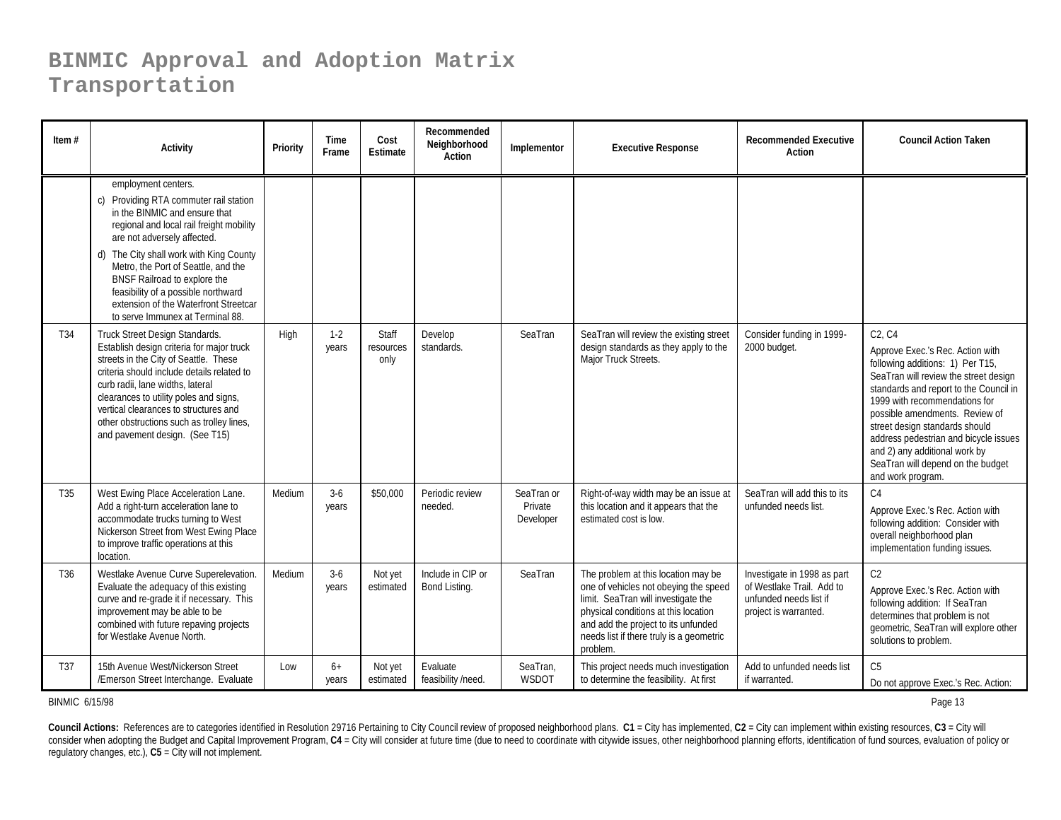# BINMIC Approval and Adoption Matrix
# Transportation

| Item # | Activity | Priority | Time Frame | Cost Estimate | Recommended Neighborhood Action | Implementor | Executive Response | Recommended Executive Action | Council Action Taken |
|---|---|---|---|---|---|---|---|---|---|
| | employment centers.<br>c) Providing RTA commuter rail station in the BINMIC and ensure that regional and local rail freight mobility are not adversely affected.<br>d) The City shall work with King County Metro, the Port of Seattle, and the BNSF Railroad to explore the feasibility of a possible northward extension of the Waterfront Streetcar to serve Immunex at Terminal 88. | | | | | | | | |
| T34 | Truck Street Design Standards. Establish design criteria for major truck streets in the City of Seattle. These criteria should include details related to curb radii, lane widths, lateral clearances to utility poles and signs, vertical clearances to structures and other obstructions such as trolley lines, and pavement design. (See T15) | High | 1-2 years | Staff resources only | Develop standards. | SeaTran | SeaTran will review the existing street design standards as they apply to the Major Truck Streets. | Consider funding in 1999-2000 budget. | C2, C4<br>Approve Exec.'s Rec. Action with following additions: 1) Per T15, SeaTran will review the street design standards and report to the Council in 1999 with recommendations for possible amendments. Review of street design standards should address pedestrian and bicycle issues and 2) any additional work by SeaTran will depend on the budget and work program. |
| T35 | West Ewing Place Acceleration Lane. Add a right-turn acceleration lane to accommodate trucks turning to West Nickerson Street from West Ewing Place to improve traffic operations at this location. | Medium | 3-6 years | $50,000 | Periodic review needed. | SeaTran or Private Developer | Right-of-way width may be an issue at this location and it appears that the estimated cost is low. | SeaTran will add this to its unfunded needs list. | C4<br>Approve Exec.'s Rec. Action with following addition: Consider with overall neighborhood plan implementation funding issues. |
| T36 | Westlake Avenue Curve Superelevation. Evaluate the adequacy of this existing curve and re-grade it if necessary. This improvement may be able to be combined with future repaving projects for Westlake Avenue North. | Medium | 3-6 years | Not yet estimated | Include in CIP or Bond Listing. | SeaTran | The problem at this location may be one of vehicles not obeying the speed limit. SeaTran will investigate the physical conditions at this location and add the project to its unfunded needs list if there truly is a geometric problem. | Investigate in 1998 as part of Westlake Trail. Add to unfunded needs list if project is warranted. | C2<br>Approve Exec.'s Rec. Action with following addition: If SeaTran determines that problem is not geometric, SeaTran will explore other solutions to problem. |
| T37 | 15th Avenue West/Nickerson Street /Emerson Street Interchange. Evaluate | Low | 6+ years | Not yet estimated | Evaluate feasibility /need. | SeaTran, WSDOT | This project needs much investigation to determine the feasibility. At first | Add to unfunded needs list if warranted. | C5<br>Do not approve Exec.'s Rec. Action: |

BINMIC 6/15/98

**Council Actions:** References are to categories identified in Resolution 29716 Pertaining to City Council review of proposed neighborhood plans. **C1** = City has implemented, **C2** = City can implement within existing resources, **C3** = City will consider when adopting the Budget and Capital Improvement Program, **C4** = City will consider at future time (due to need to coordinate with citywide issues, other neighborhood planning efforts, identification of fund sources, evaluation of policy or regulatory changes, etc.), **C5** = City will not implement.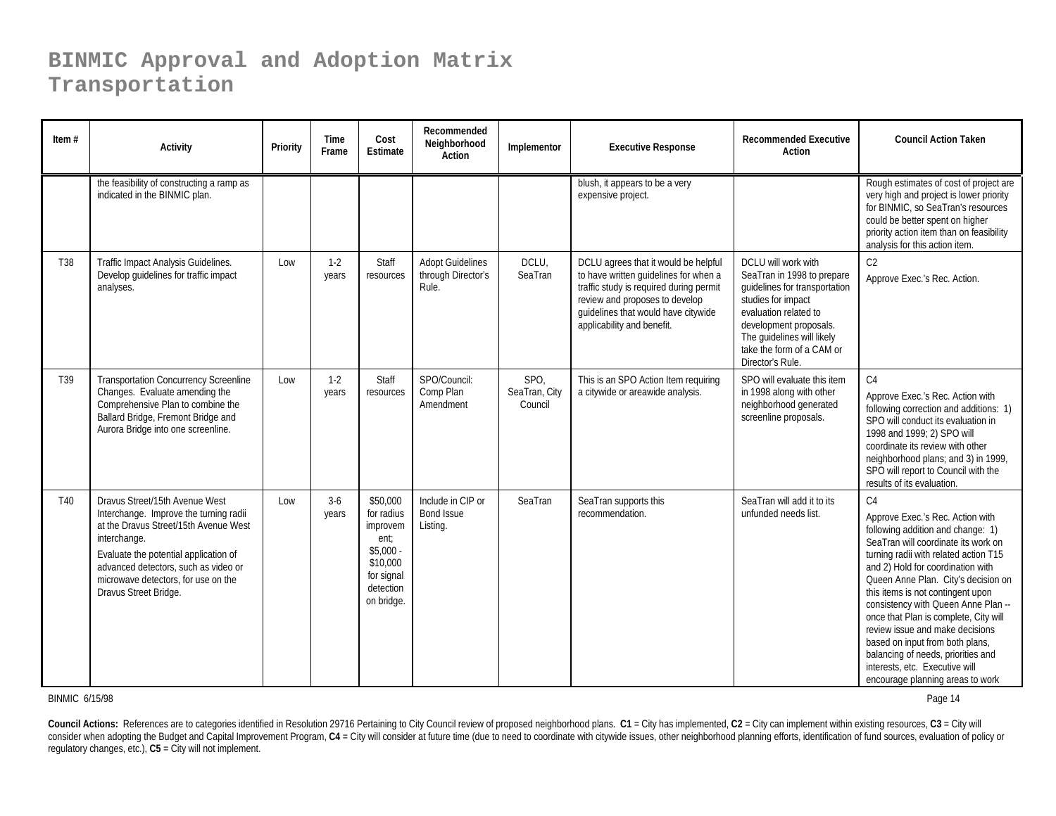# BINMIC Approval and Adoption Matrix
# Transportation

| Item # | Activity | Priority | Time Frame | Cost Estimate | Recommended Neighborhood Action | Implementor | Executive Response | Recommended Executive Action | Council Action Taken |
|---|---|---|---|---|---|---|---|---|---|
| | the feasibility of constructing a ramp as indicated in the BINMIC plan. | | | | | | blush, it appears to be a very expensive project. | | Rough estimates of cost of project are very high and project is lower priority for BINMIC, so SeaTran's resources could be better spent on higher priority action item than on feasibility analysis for this action item. |
| T38 | Traffic Impact Analysis Guidelines. Develop guidelines for traffic impact analyses. | Low | 1-2 years | Staff resources | Adopt Guidelines through Director's Rule. | DCLU, SeaTran | DCLU agrees that it would be helpful to have written guidelines for when a traffic study is required during permit review and proposes to develop guidelines that would have citywide applicability and benefit. | DCLU will work with SeaTran in 1998 to prepare guidelines for transportation studies for impact evaluation related to development proposals. The guidelines will likely take the form of a CAM or Director's Rule. | C2<br>Approve Exec.'s Rec. Action. |
| T39 | Transportation Concurrency Screenline Changes. Evaluate amending the Comprehensive Plan to combine the Ballard Bridge, Fremont Bridge and Aurora Bridge into one screenline. | Low | 1-2 years | Staff resources | SPO/Council: Comp Plan Amendment | SPO, SeaTran, City Council | This is an SPO Action Item requiring a citywide or areawide analysis. | SPO will evaluate this item in 1998 along with other neighborhood generated screenline proposals. | C4<br>Approve Exec.'s Rec. Action with following correction and additions: 1) SPO will conduct its evaluation in 1998 and 1999; 2) SPO will coordinate its review with other neighborhood plans; and 3) in 1999, SPO will report to Council with the results of its evaluation. |
| T40 | Dravus Street/15th Avenue West Interchange. Improve the turning radii at the Dravus Street/15th Avenue West interchange.<br>Evaluate the potential application of advanced detectors, such as video or microwave detectors, for use on the Dravus Street Bridge. | Low | 3-6 years | $50,000 for radius improvement; $5,000 - $10,000 for signal detection on bridge. | Include in CIP or Bond Issue Listing. | SeaTran | SeaTran supports this recommendation. | SeaTran will add it to its unfunded needs list. | C4<br>Approve Exec.'s Rec. Action with following addition and change: 1) SeaTran will coordinate its work on turning radii with related action T15 and 2) Hold for coordination with Queen Anne Plan. City's decision on this items is not contingent upon consistency with Queen Anne Plan -- once that Plan is complete, City will review issue and make decisions based on input from both plans, balancing of needs, priorities and interests, etc. Executive will encourage planning areas to work |

BINMIC 6/15/98

**Council Actions:** References are to categories identified in Resolution 29716 Pertaining to City Council review of proposed neighborhood plans. **C1** = City has implemented, **C2** = City can implement within existing resources, **C3** = City will consider when adopting the Budget and Capital Improvement Program, **C4** = City will consider at future time (due to need to coordinate with citywide issues, other neighborhood planning efforts, identification of fund sources, evaluation of policy or regulatory changes, etc.), **C5** = City will not implement.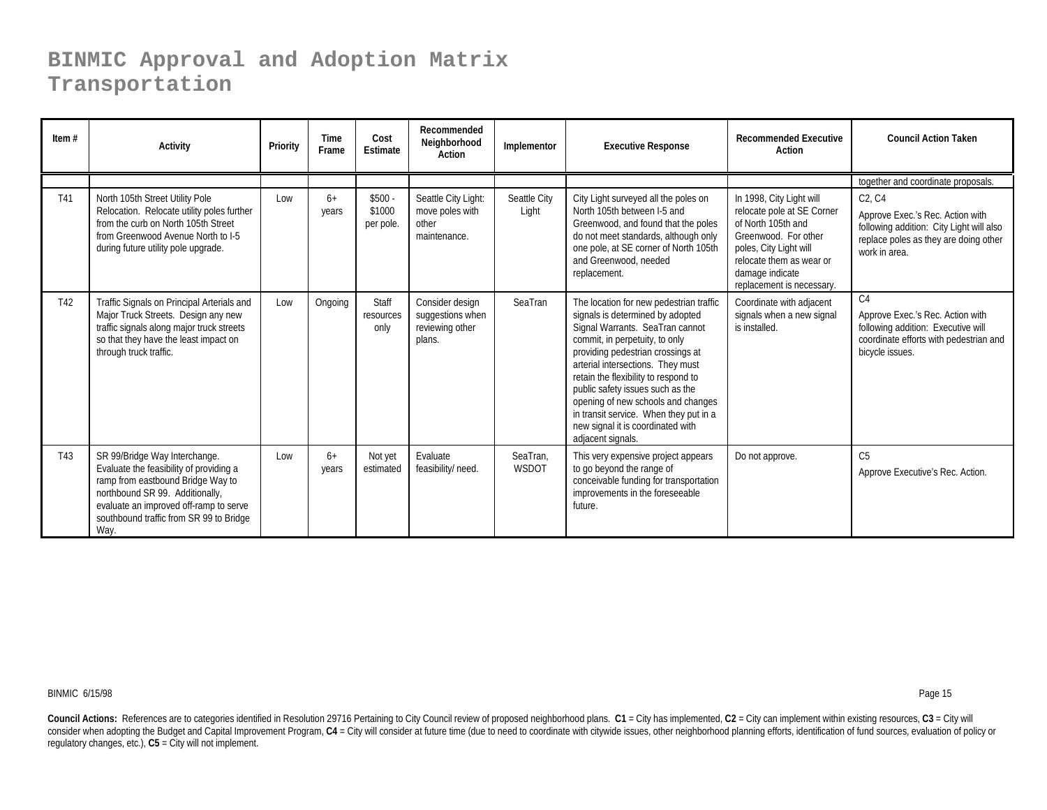# BINMIC Approval and Adoption Matrix
# Transportation

| Item # | Activity | Priority | Time Frame | Cost Estimate | Recommended Neighborhood Action | Implementor | Executive Response | Recommended Executive Action | Council Action Taken |
|---|---|---|---|---|---|---|---|---|---|
| | | | | | | | | | together and coordinate proposals. |
| T41 | North 105th Street Utility Pole Relocation. Relocate utility poles further from the curb on North 105th Street from Greenwood Avenue North to I-5 during future utility pole upgrade. | Low | 6+ years | $500 - $1000 per pole. | Seattle City Light: move poles with other maintenance. | Seattle City Light | City Light surveyed all the poles on North 105th between I-5 and Greenwood, and found that the poles do not meet standards, although only one pole, at SE corner of North 105th and Greenwood, needed replacement. | In 1998, City Light will relocate pole at SE Corner of North 105th and Greenwood. For other poles, City Light will relocate them as wear or damage indicate replacement is necessary. | C2, C4<br>Approve Exec.'s Rec. Action with following addition: City Light will also replace poles as they are doing other work in area. |
| T42 | Traffic Signals on Principal Arterials and Major Truck Streets. Design any new traffic signals along major truck streets so that they have the least impact on through truck traffic. | Low | Ongoing | Staff resources only | Consider design suggestions when reviewing other plans. | SeaTran | The location for new pedestrian traffic signals is determined by adopted Signal Warrants. SeaTran cannot commit, in perpetuity, to only providing pedestrian crossings at arterial intersections. They must retain the flexibility to respond to public safety issues such as the opening of new schools and changes in transit service. When they put in a new signal it is coordinated with adjacent signals. | Coordinate with adjacent signals when a new signal is installed. | C4<br>Approve Exec.'s Rec. Action with following addition: Executive will coordinate efforts with pedestrian and bicycle issues. |
| T43 | SR 99/Bridge Way Interchange. Evaluate the feasibility of providing a ramp from eastbound Bridge Way to northbound SR 99. Additionally, evaluate an improved off-ramp to serve southbound traffic from SR 99 to Bridge Way. | Low | 6+ years | Not yet estimated | Evaluate feasibility/ need. | SeaTran, WSDOT | This very expensive project appears to go beyond the range of conceivable funding for transportation improvements in the foreseeable future. | Do not approve. | C5<br>Approve Executive's Rec. Action. |

BINMIC 6/15/98

**Council Actions:** References are to categories identified in Resolution 29716 Pertaining to City Council review of proposed neighborhood plans. **C1** = City has implemented, **C2** = City can implement within existing resources, **C3** = City will consider when adopting the Budget and Capital Improvement Program, **C4** = City will consider at future time (due to need to coordinate with citywide issues, other neighborhood planning efforts, identification of fund sources, evaluation of policy or regulatory changes, etc.), **C5** = City will not implement.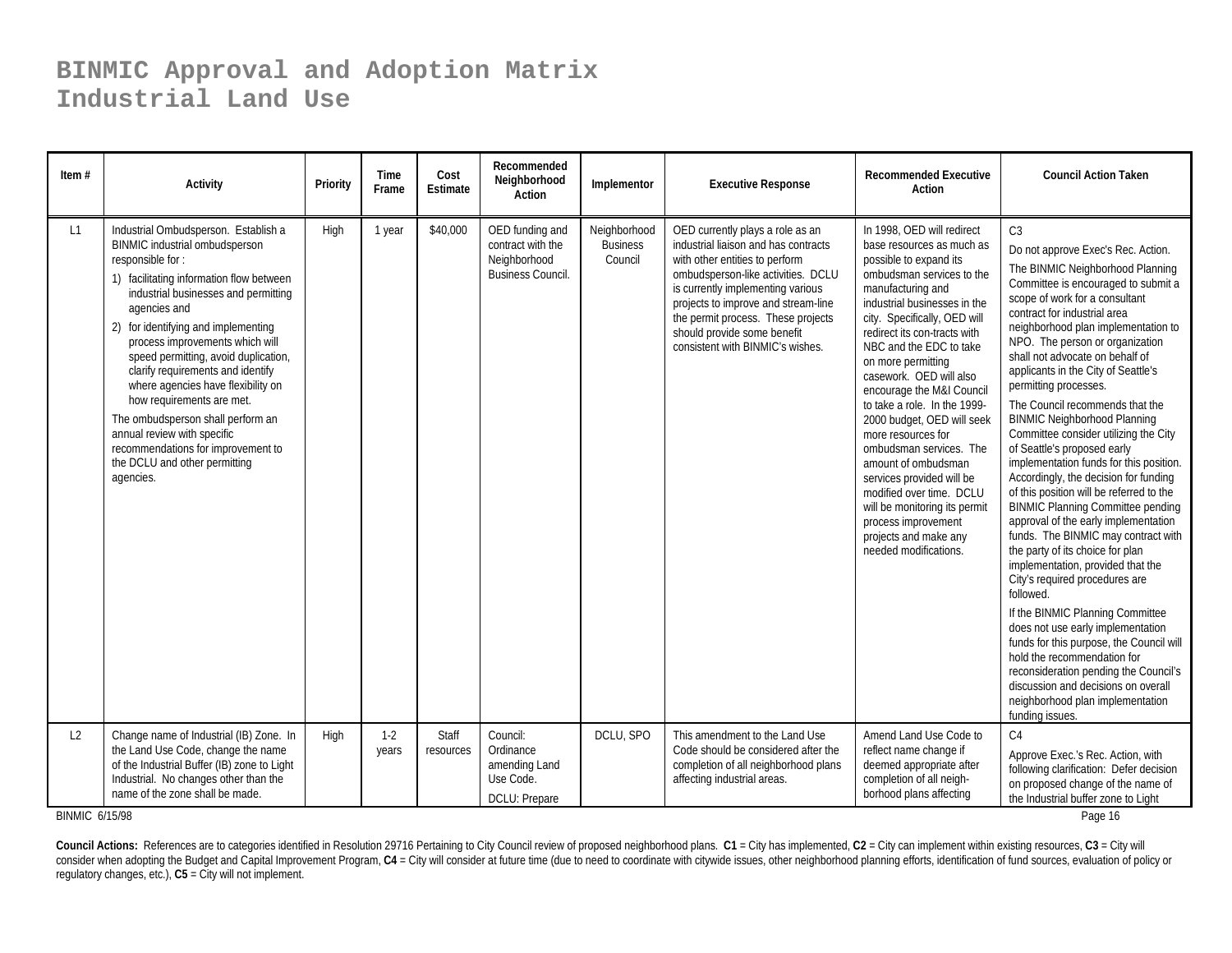# BINMIC Approval and Adoption Matrix
# Industrial Land Use

| Item # | Activity | Priority | Time Frame | Cost Estimate | Recommended Neighborhood Action | Implementor | Executive Response | Recommended Executive Action | Council Action Taken |
|---|---|---|---|---|---|---|---|---|---|
| L1 | Industrial Ombudsperson. Establish a BINMIC industrial ombudsperson responsible for :<br>1) facilitating information flow between industrial businesses and permitting agencies and<br>2) for identifying and implementing process improvements which will speed permitting, avoid duplication, clarify requirements and identify where agencies have flexibility on how requirements are met.<br>The ombudsperson shall perform an annual review with specific recommendations for improvement to the DCLU and other permitting agencies. | High | 1 year | $40,000 | OED funding and contract with the Neighborhood Business Council. | Neighborhood Business Council | OED currently plays a role as an industrial liaison and has contracts with other entities to perform ombudsperson-like activities. DCLU is currently implementing various projects to improve and stream-line the permit process. These projects should provide some benefit consistent with BINMIC's wishes. | In 1998, OED will redirect base resources as much as possible to expand its ombudsman services to the manufacturing and industrial businesses in the city. Specifically, OED will redirect its con-tracts with NBC and the EDC to take on more permitting casework. OED will also encourage the M&I Council to take a role. In the 1999-2000 budget, OED will seek more resources for ombudsman services. The amount of ombudsman services provided will be modified over time. DCLU will be monitoring its permit process improvement projects and make any needed modifications. | C3<br>Do not approve Exec's Rec. Action.<br>The BINMIC Neighborhood Planning Committee is encouraged to submit a scope of work for a consultant contract for industrial area neighborhood plan implementation to NPO. The person or organization shall not advocate on behalf of applicants in the City of Seattle's permitting processes.<br>The Council recommends that the BINMIC Neighborhood Planning Committee consider utilizing the City of Seattle's proposed early implementation funds for this position. Accordingly, the decision for funding of this position will be referred to the BINMIC Planning Committee pending approval of the early implementation funds. The BINMIC may contract with the party of its choice for plan implementation, provided that the City's required procedures are followed.<br>If the BINMIC Planning Committee does not use early implementation funds for this purpose, the Council will hold the recommendation for reconsideration pending the Council's discussion and decisions on overall neighborhood plan implementation funding issues. |
| L2 | Change name of Industrial (IB) Zone. In the Land Use Code, change the name of the Industrial Buffer (IB) zone to Light Industrial. No changes other than the name of the zone shall be made. | High | 1-2 years | Staff resources | Council: Ordinance amending Land Use Code.<br>DCLU: Prepare | DCLU, SPO | This amendment to the Land Use Code should be considered after the completion of all neighborhood plans affecting industrial areas. | Amend Land Use Code to reflect name change if deemed appropriate after completion of all neigh-borhood plans affecting | C4<br>Approve Exec.'s Rec. Action, with following clarification: Defer decision on proposed change of the name of the Industrial buffer zone to Light |

**Council Actions:** References are to categories identified in Resolution 29716 Pertaining to City Council review of proposed neighborhood plans. **C1** = City has implemented, **C2** = City can implement within existing resources, **C3** = City will consider when adopting the Budget and Capital Improvement Program, **C4** = City will consider at future time (due to need to coordinate with citywide issues, other neighborhood planning efforts, identification of fund sources, evaluation of policy or regulatory changes, etc.), **C5** = City will not implement.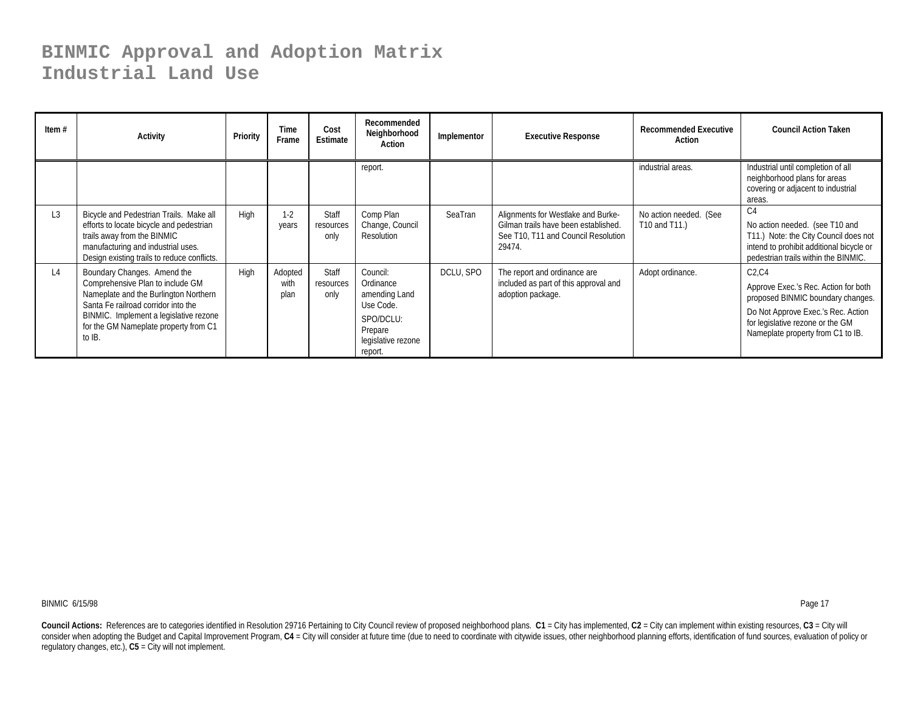# BINMIC Approval and Adoption Matrix
# Industrial Land Use

| Item # | Activity | Priority | Time Frame | Cost Estimate | Recommended Neighborhood Action | Implementor | Executive Response | Recommended Executive Action | Council Action Taken |
|---|---|---|---|---|---|---|---|---|---|
| | | | | | report. | | | industrial areas. | Industrial until completion of all neighborhood plans for areas covering or adjacent to industrial areas. |
| L3 | Bicycle and Pedestrian Trails. Make all efforts to locate bicycle and pedestrian trails away from the BINMIC manufacturing and industrial uses. Design existing trails to reduce conflicts. | High | 1-2 years | Staff resources only | Comp Plan Change, Council Resolution | SeaTran | Alignments for Westlake and Burke-Gilman trails have been established. See T10, T11 and Council Resolution 29474. | No action needed. (See T10 and T11.) | C4<br>No action needed. (see T10 and T11.) Note: the City Council does not intend to prohibit additional bicycle or pedestrian trails within the BINMIC. |
| L4 | Boundary Changes. Amend the Comprehensive Plan to include GM Nameplate and the Burlington Northern Santa Fe railroad corridor into the BINMIC. Implement a legislative rezone for the GM Nameplate property from C1 to IB. | High | Adopted with plan | Staff resources only | Council: Ordinance amending Land Use Code.<br>SPO/DCLU: Prepare legislative rezone report. | DCLU, SPO | The report and ordinance are included as part of this approval and adoption package. | Adopt ordinance. | C2,C4<br>Approve Exec.'s Rec. Action for both proposed BINMIC boundary changes.<br>Do Not Approve Exec.'s Rec. Action for legislative rezone or the GM Nameplate property from C1 to IB. |

BINMIC 6/15/98

**Council Actions:** References are to categories identified in Resolution 29716 Pertaining to City Council review of proposed neighborhood plans. **C1** = City has implemented, **C2** = City can implement within existing resources, **C3** = City will consider when adopting the Budget and Capital Improvement Program, **C4** = City will consider at future time (due to need to coordinate with citywide issues, other neighborhood planning efforts, identification of fund sources, evaluation of policy or regulatory changes, etc.), **C5** = City will not implement.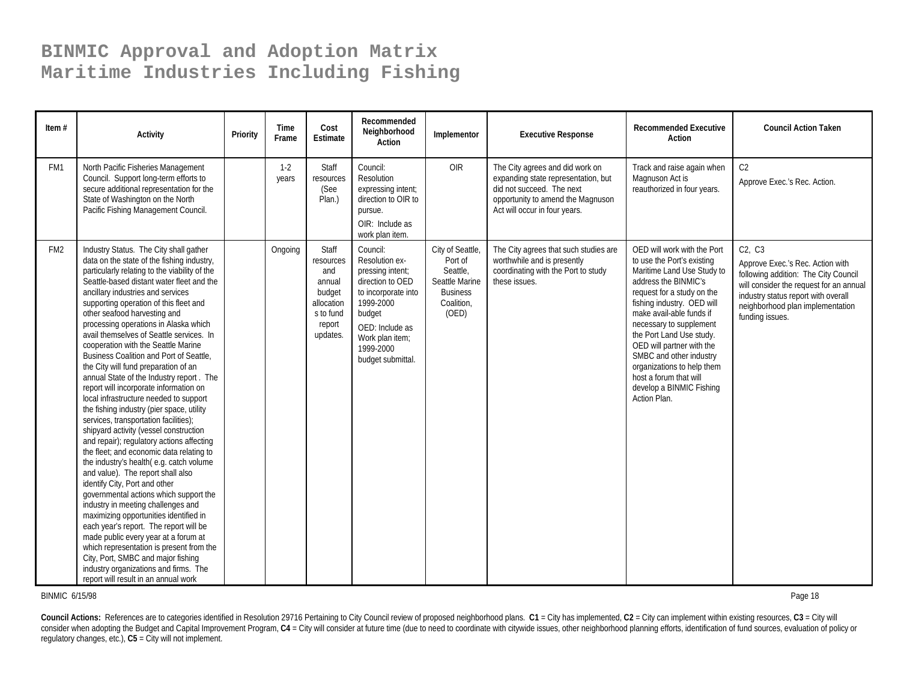# BINMIC Approval and Adoption Matrix
# Maritime Industries Including Fishing

| Item # | Activity | Priority | Time Frame | Cost Estimate | Recommended Neighborhood Action | Implementor | Executive Response | Recommended Executive Action | Council Action Taken |
|---|---|---|---|---|---|---|---|---|---|
| FM1 | North Pacific Fisheries Management Council. Support long-term efforts to secure additional representation for the State of Washington on the North Pacific Fishing Management Council. | | 1-2 years | Staff resources (See Plan.) | Council: Resolution expressing intent; direction to OIR to pursue. OIR: Include as work plan item. | OIR | The City agrees and did work on expanding state representation, but did not succeed. The next opportunity to amend the Magnuson Act will occur in four years. | Track and raise again when Magnuson Act is reauthorized in four years. | C2 Approve Exec.'s Rec. Action. |
| FM2 | Industry Status. The City shall gather data on the state of the fishing industry, particularly relating to the viability of the Seattle-based distant water fleet and the ancillary industries and services supporting operation of this fleet and other seafood harvesting and processing operations in Alaska which avail themselves of Seattle services. In cooperation with the Seattle Marine Business Coalition and Port of Seattle, the City will fund preparation of an annual State of the Industry report . The report will incorporate information on local infrastructure needed to support the fishing industry (pier space, utility services, transportation facilities); shipyard activity (vessel construction and repair); regulatory actions affecting the fleet; and economic data relating to the industry's health( e.g. catch volume and value). The report shall also identify City, Port and other governmental actions which support the industry in meeting challenges and maximizing opportunities identified in each year's report. The report will be made public every year at a forum at which representation is present from the City, Port, SMBC and major fishing industry organizations and firms. The report will result in an annual work | | Ongoing | Staff resources and annual budget allocations to fund report updates. | Council: Resolution ex-pressing intent; direction to OED to incorporate into 1999-2000 budget OED: Include as Work plan item; 1999-2000 budget submittal. | City of Seattle, Port of Seattle, Seattle Marine Business Coalition, (OED) | The City agrees that such studies are worthwhile and is presently coordinating with the Port to study these issues. | OED will work with the Port to use the Port's existing Maritime Land Use Study to address the BINMIC's request for a study on the fishing industry. OED will make avail-able funds if necessary to supplement the Port Land Use study. OED will partner with the SMBC and other industry organizations to help them host a forum that will develop a BINMIC Fishing Action Plan. | C2, C3 Approve Exec.'s Rec. Action with following addition: The City Council will consider the request for an annual industry status report with overall neighborhood plan implementation funding issues. |

BINMIC 6/15/98

**Council Actions:** References are to categories identified in Resolution 29716 Pertaining to City Council review of proposed neighborhood plans. **C1** = City has implemented, **C2** = City can implement within existing resources, **C3** = City will consider when adopting the Budget and Capital Improvement Program, **C4** = City will consider at future time (due to need to coordinate with citywide issues, other neighborhood planning efforts, identification of fund sources, evaluation of policy or regulatory changes, etc.), **C5** = City will not implement.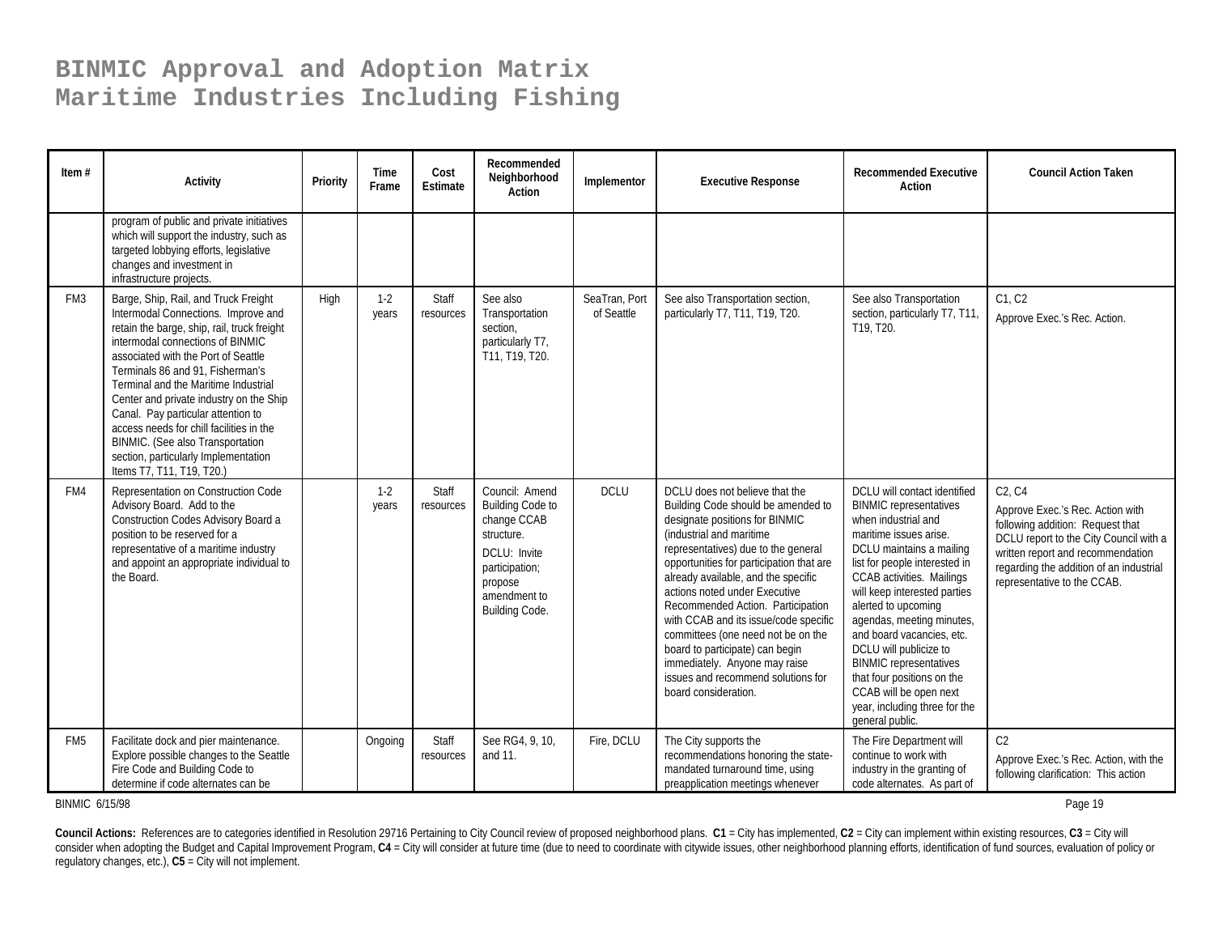# BINMIC Approval and Adoption Matrix
# Maritime Industries Including Fishing

| Item # | Activity | Priority | Time Frame | Cost Estimate | Recommended Neighborhood Action | Implementor | Executive Response | Recommended Executive Action | Council Action Taken |
|---|---|---|---|---|---|---|---|---|---|
| | program of public and private initiatives which will support the industry, such as targeted lobbying efforts, legislative changes and investment in infrastructure projects. | | | | | | | | |
| FM3 | Barge, Ship, Rail, and Truck Freight Intermodal Connections. Improve and retain the barge, ship, rail, truck freight intermodal connections of BINMIC associated with the Port of Seattle Terminals 86 and 91, Fisherman's Terminal and the Maritime Industrial Center and private industry on the Ship Canal. Pay particular attention to access needs for chill facilities in the BINMIC. (See also Transportation section, particularly Implementation Items T7, T11, T19, T20.) | High | 1-2 years | Staff resources | See also Transportation section, particularly T7, T11, T19, T20. | SeaTran, Port of Seattle | See also Transportation section, particularly T7, T11, T19, T20. | See also Transportation section, particularly T7, T11, T19, T20. | C1, C2<br>Approve Exec.'s Rec. Action. |
| FM4 | Representation on Construction Code Advisory Board. Add to the Construction Codes Advisory Board a position to be reserved for a representative of a maritime industry and appoint an appropriate individual to the Board. | | 1-2 years | Staff resources | Council: Amend Building Code to change CCAB structure.<br>DCLU: Invite participation; propose amendment to Building Code. | DCLU | DCLU does not believe that the Building Code should be amended to designate positions for BINMIC (industrial and maritime representatives) due to the general opportunities for participation that are already available, and the specific actions noted under Executive Recommended Action. Participation with CCAB and its issue/code specific committees (one need not be on the board to participate) can begin immediately. Anyone may raise issues and recommend solutions for board consideration. | DCLU will contact identified BINMIC representatives when industrial and maritime issues arise. DCLU maintains a mailing list for people interested in CCAB activities. Mailings will keep interested parties alerted to upcoming agendas, meeting minutes, and board vacancies, etc. DCLU will publicize to BINMIC representatives that four positions on the CCAB will be open next year, including three for the general public. | C2, C4<br>Approve Exec.'s Rec. Action with following addition: Request that DCLU report to the City Council with a written report and recommendation regarding the addition of an industrial representative to the CCAB. |
| FM5 | Facilitate dock and pier maintenance. Explore possible changes to the Seattle Fire Code and Building Code to determine if code alternates can be | | Ongoing | Staff resources | See RG4, 9, 10, and 11. | Fire, DCLU | The City supports the recommendations honoring the state-mandated turnaround time, using preapplication meetings whenever | The Fire Department will continue to work with industry in the granting of code alternates. As part of | C2<br>Approve Exec.'s Rec. Action, with the following clarification: This action |

BINMIC 6/15/98

**Council Actions:** References are to categories identified in Resolution 29716 Pertaining to City Council review of proposed neighborhood plans. **C1** = City has implemented, **C2** = City can implement within existing resources, **C3** = City will consider when adopting the Budget and Capital Improvement Program, **C4** = City will consider at future time (due to need to coordinate with citywide issues, other neighborhood planning efforts, identification of fund sources, evaluation of policy or regulatory changes, etc.), **C5** = City will not implement.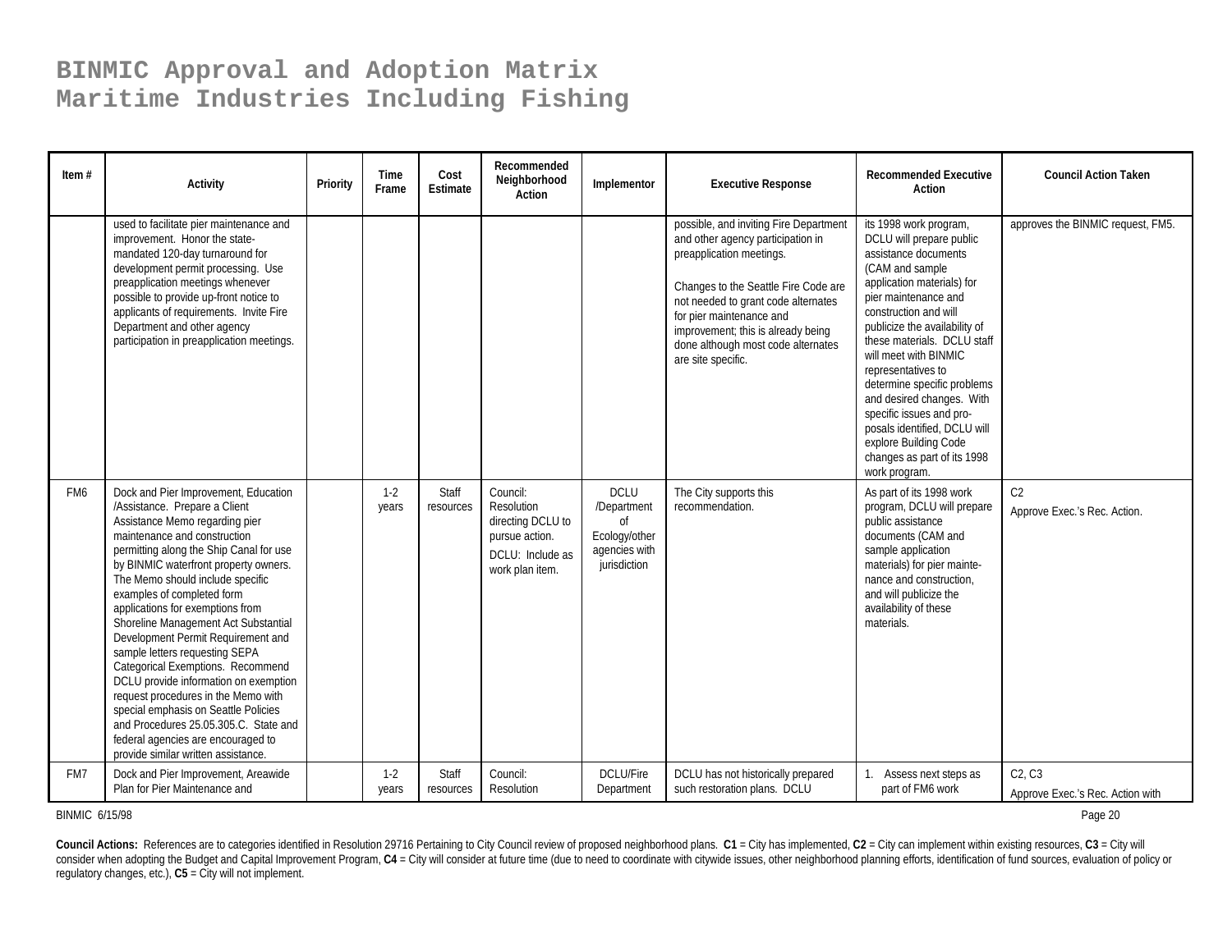# BINMIC Approval and Adoption Matrix
# Maritime Industries Including Fishing

| Item # | Activity | Priority | Time Frame | Cost Estimate | Recommended Neighborhood Action | Implementor | Executive Response | Recommended Executive Action | Council Action Taken |
|---|---|---|---|---|---|---|---|---|---|
| | used to facilitate pier maintenance and improvement. Honor the state-mandated 120-day turnaround for development permit processing. Use preapplication meetings whenever possible to provide up-front notice to applicants of requirements. Invite Fire Department and other agency participation in preapplication meetings. | | | | | | possible, and inviting Fire Department and other agency participation in preapplication meetings.<br><br>Changes to the Seattle Fire Code are not needed to grant code alternates for pier maintenance and improvement; this is already being done although most code alternates are site specific. | its 1998 work program, DCLU will prepare public assistance documents (CAM and sample application materials) for pier maintenance and construction and will publicize the availability of these materials. DCLU staff will meet with BINMIC representatives to determine specific problems and desired changes. With specific issues and proposals identified, DCLU will explore Building Code changes as part of its 1998 work program. | approves the BINMIC request, FM5. |
| FM6 | Dock and Pier Improvement, Education /Assistance. Prepare a Client Assistance Memo regarding pier maintenance and construction permitting along the Ship Canal for use by BINMIC waterfront property owners. The Memo should include specific examples of completed form applications for exemptions from Shoreline Management Act Substantial Development Permit Requirement and sample letters requesting SEPA Categorical Exemptions. Recommend DCLU provide information on exemption request procedures in the Memo with special emphasis on Seattle Policies and Procedures 25.05.305.C. State and federal agencies are encouraged to provide similar written assistance. | | 1-2 years | Staff resources | Council: Resolution directing DCLU to pursue action.<br>DCLU: Include as work plan item. | DCLU /Department of Ecology/other agencies with jurisdiction | The City supports this recommendation. | As part of its 1998 work program, DCLU will prepare public assistance documents (CAM and sample application materials) for pier maintenance and construction, and will publicize the availability of these materials. | C2<br>Approve Exec.'s Rec. Action. |
| FM7 | Dock and Pier Improvement, Areawide Plan for Pier Maintenance and | | 1-2 years | Staff resources | Council: Resolution | DCLU/Fire Department | DCLU has not historically prepared such restoration plans. DCLU | 1. Assess next steps as part of FM6 work | C2, C3<br>Approve Exec.'s Rec. Action with |

BINMIC 6/15/98

**Council Actions:** References are to categories identified in Resolution 29716 Pertaining to City Council review of proposed neighborhood plans. **C1** = City has implemented, **C2** = City can implement within existing resources, **C3** = City will consider when adopting the Budget and Capital Improvement Program, **C4** = City will consider at future time (due to need to coordinate with citywide issues, other neighborhood planning efforts, identification of fund sources, evaluation of policy or regulatory changes, etc.), **C5** = City will not implement.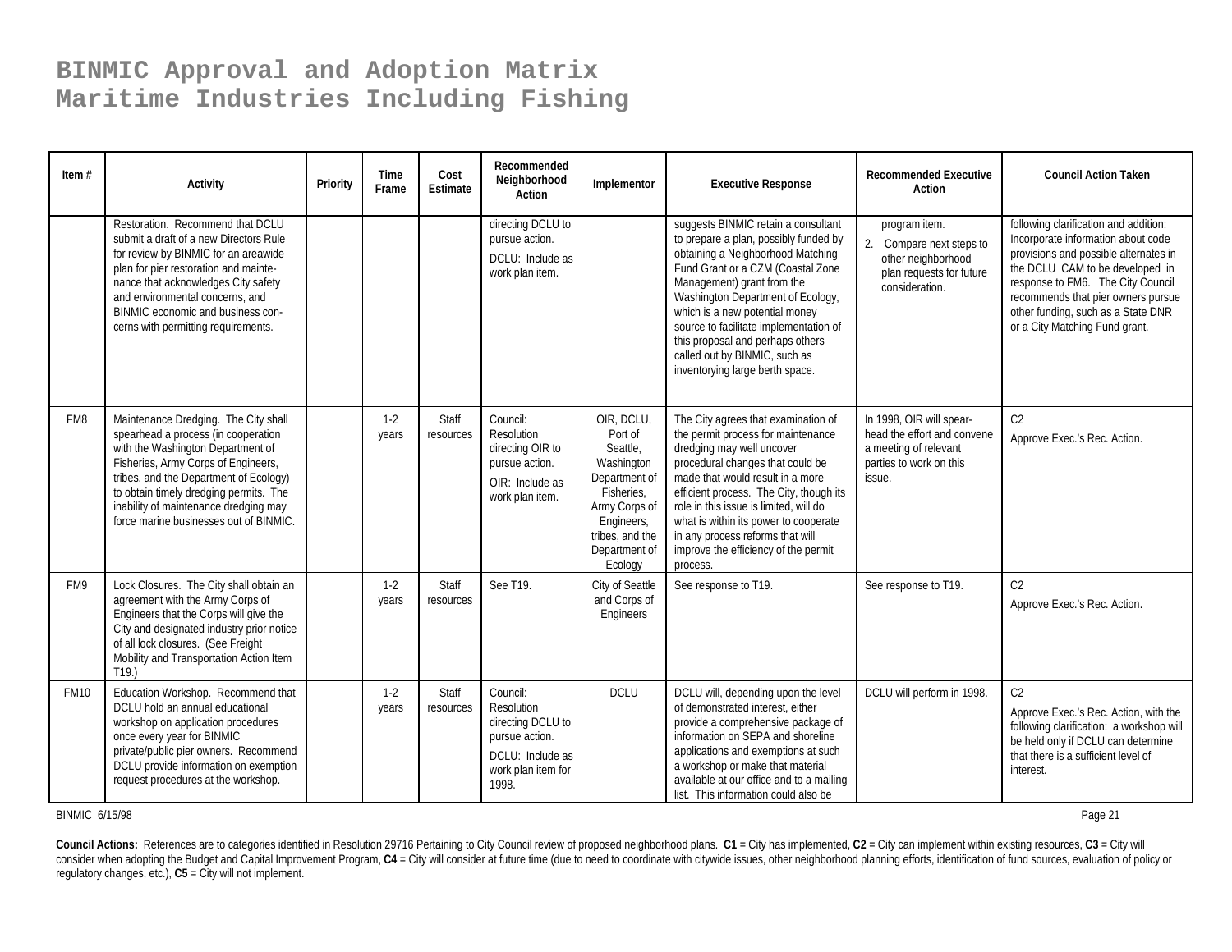# BINMIC Approval and Adoption Matrix
# Maritime Industries Including Fishing

| Item # | Activity | Priority | Time Frame | Cost Estimate | Recommended Neighborhood Action | Implementor | Executive Response | Recommended Executive Action | Council Action Taken |
|---|---|---|---|---|---|---|---|---|---|
| | Restoration. Recommend that DCLU submit a draft of a new Directors Rule for review by BINMIC for an areawide plan for pier restoration and maintenance that acknowledges City safety and environmental concerns, and BINMIC economic and business concerns with permitting requirements. | | | | directing DCLU to pursue action. DCLU: Include as work plan item. | | suggests BINMIC retain a consultant to prepare a plan, possibly funded by obtaining a Neighborhood Matching Fund Grant or a CZM (Coastal Zone Management) grant from the Washington Department of Ecology, which is a new potential money source to facilitate implementation of this proposal and perhaps others called out by BINMIC, such as inventorying large berth space. | program item. 2. Compare next steps to other neighborhood plan requests for future consideration. | following clarification and addition: Incorporate information about code provisions and possible alternates in the DCLU CAM to be developed in response to FM6. The City Council recommends that pier owners pursue other funding, such as a State DNR or a City Matching Fund grant. |
| FM8 | Maintenance Dredging. The City shall spearhead a process (in cooperation with the Washington Department of Fisheries, Army Corps of Engineers, tribes, and the Department of Ecology) to obtain timely dredging permits. The inability of maintenance dredging may force marine businesses out of BINMIC. | | 1-2 years | Staff resources | Council: Resolution directing OIR to pursue action. OIR: Include as work plan item. | OIR, DCLU, Port of Seattle, Washington Department of Fisheries, Army Corps of Engineers, tribes, and the Department of Ecology | The City agrees that examination of the permit process for maintenance dredging may well uncover procedural changes that could be made that would result in a more efficient process. The City, though its role in this issue is limited, will do what is within its power to cooperate in any process reforms that will improve the efficiency of the permit process. | In 1998, OIR will spearhead the effort and convene a meeting of relevant parties to work on this issue. | C2 Approve Exec.'s Rec. Action. |
| FM9 | Lock Closures. The City shall obtain an agreement with the Army Corps of Engineers that the Corps will give the City and designated industry prior notice of all lock closures. (See Freight Mobility and Transportation Action Item T19.) | | 1-2 years | Staff resources | See T19. | City of Seattle and Corps of Engineers | See response to T19. | See response to T19. | C2 Approve Exec.'s Rec. Action. |
| FM10 | Education Workshop. Recommend that DCLU hold an annual educational workshop on application procedures once every year for BINMIC private/public pier owners. Recommend DCLU provide information on exemption request procedures at the workshop. | | 1-2 years | Staff resources | Council: Resolution directing DCLU to pursue action. DCLU: Include as work plan item for 1998. | DCLU | DCLU will, depending upon the level of demonstrated interest, either provide a comprehensive package of information on SEPA and shoreline applications and exemptions at such a workshop or make that material available at our office and to a mailing list. This information could also be | DCLU will perform in 1998. | C2 Approve Exec.'s Rec. Action, with the following clarification: a workshop will be held only if DCLU can determine that there is a sufficient level of interest. |

BINMIC 6/15/98

**Council Actions:** References are to categories identified in Resolution 29716 Pertaining to City Council review of proposed neighborhood plans. **C1** = City has implemented, **C2** = City can implement within existing resources, **C3** = City will consider when adopting the Budget and Capital Improvement Program, **C4** = City will consider at future time (due to need to coordinate with citywide issues, other neighborhood planning efforts, identification of fund sources, evaluation of policy or regulatory changes, etc.), **C5** = City will not implement.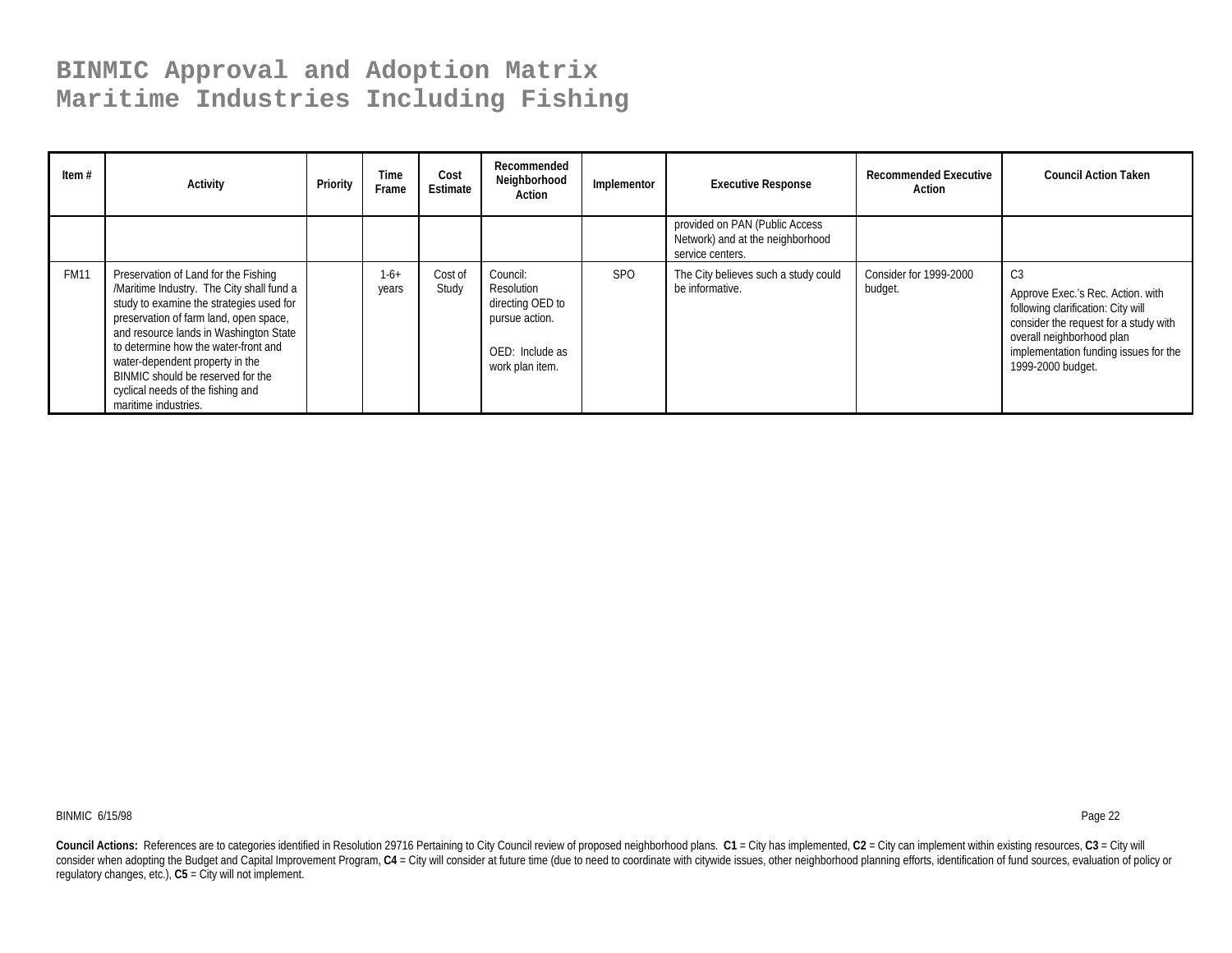# BINMIC Approval and Adoption Matrix
# Maritime Industries Including Fishing

| Item # | Activity | Priority | Time Frame | Cost Estimate | Recommended Neighborhood Action | Implementor | Executive Response | Recommended Executive Action | Council Action Taken |
|---|---|---|---|---|---|---|---|---|---|
| | | | | | | | provided on PAN (Public Access Network) and at the neighborhood service centers. | | |
| FM11 | Preservation of Land for the Fishing /Maritime Industry. The City shall fund a study to examine the strategies used for preservation of farm land, open space, and resource lands in Washington State to determine how the water-front and water-dependent property in the BINMIC should be reserved for the cyclical needs of the fishing and maritime industries. | | 1-6+ years | Cost of Study | Council: Resolution directing OED to pursue action.<br><br>OED: Include as work plan item. | SPO | The City believes such a study could be informative. | Consider for 1999-2000 budget. | C3<br><br>Approve Exec.'s Rec. Action. with following clarification: City will consider the request for a study with overall neighborhood plan implementation funding issues for the 1999-2000 budget. |

BINMIC 6/15/98

**Council Actions:** References are to categories identified in Resolution 29716 Pertaining to City Council review of proposed neighborhood plans. **C1** = City has implemented, **C2** = City can implement within existing resources, **C3** = City will consider when adopting the Budget and Capital Improvement Program, **C4** = City will consider at future time (due to need to coordinate with citywide issues, other neighborhood planning efforts, identification of fund sources, evaluation of policy or regulatory changes, etc.), **C5** = City will not implement.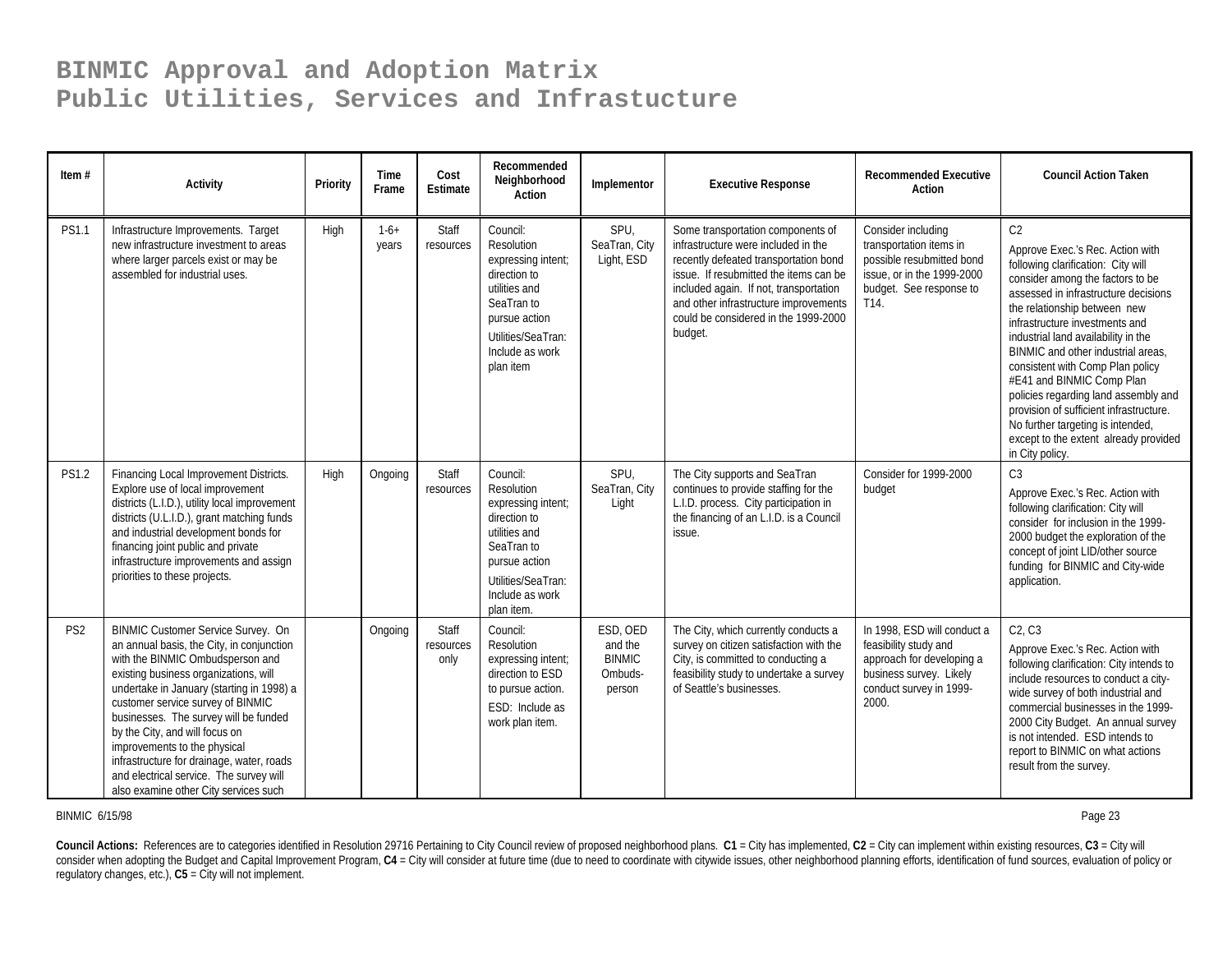# BINMIC Approval and Adoption Matrix
# Public Utilities, Services and Infrastucture

| Item # | Activity | Priority | Time Frame | Cost Estimate | Recommended Neighborhood Action | Implementor | Executive Response | Recommended Executive Action | Council Action Taken |
|---|---|---|---|---|---|---|---|---|---|
| PS1.1 | Infrastructure Improvements. Target new infrastructure investment to areas where larger parcels exist or may be assembled for industrial uses. | High | 1-6+ years | Staff resources | Council: Resolution expressing intent; direction to utilities and SeaTran to pursue action<br>Utilities/SeaTran: Include as work plan item | SPU, SeaTran, City Light, ESD | Some transportation components of infrastructure were included in the recently defeated transportation bond issue. If resubmitted the items can be included again. If not, transportation and other infrastructure improvements could be considered in the 1999-2000 budget. | Consider including transportation items in possible resubmitted bond issue, or in the 1999-2000 budget. See response to T14. | C2<br>Approve Exec.'s Rec. Action with following clarification: City will consider among the factors to be assessed in infrastructure decisions the relationship between new infrastructure investments and industrial land availability in the BINMIC and other industrial areas, consistent with Comp Plan policy #E41 and BINMIC Comp Plan policies regarding land assembly and provision of sufficient infrastructure. No further targeting is intended, except to the extent already provided in City policy. |
| PS1.2 | Financing Local Improvement Districts. Explore use of local improvement districts (L.I.D.), utility local improvement districts (U.L.I.D.), grant matching funds and industrial development bonds for financing joint public and private infrastructure improvements and assign priorities to these projects. | High | Ongoing | Staff resources | Council: Resolution expressing intent; direction to utilities and SeaTran to pursue action<br>Utilities/SeaTran: Include as work plan item. | SPU, SeaTran, City Light | The City supports and SeaTran continues to provide staffing for the L.I.D. process. City participation in the financing of an L.I.D. is a Council issue. | Consider for 1999-2000 budget | C3<br>Approve Exec.'s Rec. Action with following clarification: City will consider for inclusion in the 1999-2000 budget the exploration of the concept of joint LID/other source funding for BINMIC and City-wide application. |
| PS2 | BINMIC Customer Service Survey. On an annual basis, the City, in conjunction with the BINMIC Ombudsperson and existing business organizations, will undertake in January (starting in 1998) a customer service survey of BINMIC businesses. The survey will be funded by the City, and will focus on improvements to the physical infrastructure for drainage, water, roads and electrical service. The survey will also examine other City services such | | Ongoing | Staff resources only | Council: Resolution expressing intent; direction to ESD to pursue action.<br>ESD: Include as work plan item. | ESD, OED and the BINMIC Ombuds-person | The City, which currently conducts a survey on citizen satisfaction with the City, is committed to conducting a feasibility study to undertake a survey of Seattle's businesses. | In 1998, ESD will conduct a feasibility study and approach for developing a business survey. Likely conduct survey in 1999-2000. | C2, C3<br>Approve Exec.'s Rec. Action with following clarification: City intends to include resources to conduct a city-wide survey of both industrial and commercial businesses in the 1999-2000 City Budget. An annual survey is not intended. ESD intends to report to BINMIC on what actions result from the survey. |

BINMIC 6/15/98

**Council Actions:** References are to categories identified in Resolution 29716 Pertaining to City Council review of proposed neighborhood plans. **C1** = City has implemented, **C2** = City can implement within existing resources, **C3** = City will consider when adopting the Budget and Capital Improvement Program, **C4** = City will consider at future time (due to need to coordinate with citywide issues, other neighborhood planning efforts, identification of fund sources, evaluation of policy or regulatory changes, etc.), **C5** = City will not implement.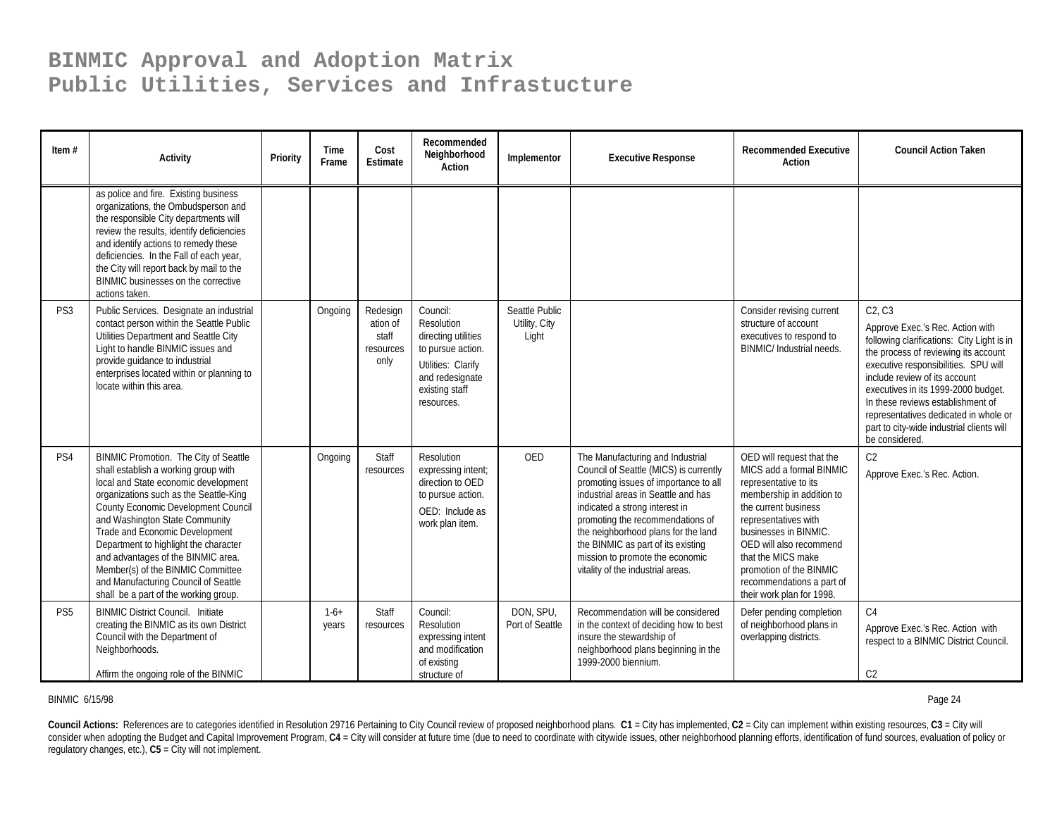# BINMIC Approval and Adoption Matrix
# Public Utilities, Services and Infrastucture

| Item # | Activity | Priority | Time Frame | Cost Estimate | Recommended Neighborhood Action | Implementor | Executive Response | Recommended Executive Action | Council Action Taken |
|---|---|---|---|---|---|---|---|---|---|
| | as police and fire. Existing business organizations, the Ombudsperson and the responsible City departments will review the results, identify deficiencies and identify actions to remedy these deficiencies. In the Fall of each year, the City will report back by mail to the BINMIC businesses on the corrective actions taken. | | | | | | | | |
| PS3 | Public Services. Designate an industrial contact person within the Seattle Public Utilities Department and Seattle City Light to handle BINMIC issues and provide guidance to industrial enterprises located within or planning to locate within this area. | | Ongoing | Redesignation of staff resources only | Council: Resolution directing utilities to pursue action. Utilities: Clarify and redesignate existing staff resources. | Seattle Public Utility, City Light | | Consider revising current structure of account executives to respond to BINMIC/ Industrial needs. | C2, C3 Approve Exec.'s Rec. Action with following clarifications: City Light is in the process of reviewing its account executive responsibilities. SPU will include review of its account executives in its 1999-2000 budget. In these reviews establishment of representatives dedicated in whole or part to city-wide industrial clients will be considered. |
| PS4 | BINMIC Promotion. The City of Seattle shall establish a working group with local and State economic development organizations such as the Seattle-King County Economic Development Council and Washington State Community Trade and Economic Development Department to highlight the character and advantages of the BINMIC area. Member(s) of the BINMIC Committee and Manufacturing Council of Seattle shall be a part of the working group. | | Ongoing | Staff resources | Resolution expressing intent; direction to OED to pursue action. OED: Include as work plan item. | OED | The Manufacturing and Industrial Council of Seattle (MICS) is currently promoting issues of importance to all industrial areas in Seattle and has indicated a strong interest in promoting the recommendations of the neighborhood plans for the land the BINMIC as part of its existing mission to promote the economic vitality of the industrial areas. | OED will request that the MICS add a formal BINMIC representative to its membership in addition to the current business representatives with businesses in BINMIC. OED will also recommend that the MICS make promotion of the BINMIC recommendations a part of their work plan for 1998. | C2 Approve Exec.'s Rec. Action. |
| PS5 | BINMIC District Council. Initiate creating the BINMIC as its own District Council with the Department of Neighborhoods. Affirm the ongoing role of the BINMIC | | 1-6+ years | Staff resources | Council: Resolution expressing intent and modification of existing structure of | DON, SPU, Port of Seattle | Recommendation will be considered in the context of deciding how to best insure the stewardship of neighborhood plans beginning in the 1999-2000 biennium. | Defer pending completion of neighborhood plans in overlapping districts. | C4 Approve Exec.'s Rec. Action with respect to a BINMIC District Council. C2 |

BINMIC 6/15/98

**Council Actions:** References are to categories identified in Resolution 29716 Pertaining to City Council review of proposed neighborhood plans. **C1** = City has implemented, **C2** = City can implement within existing resources, **C3** = City will consider when adopting the Budget and Capital Improvement Program, **C4** = City will consider at future time (due to need to coordinate with citywide issues, other neighborhood planning efforts, identification of fund sources, evaluation of policy or regulatory changes, etc.), **C5** = City will not implement.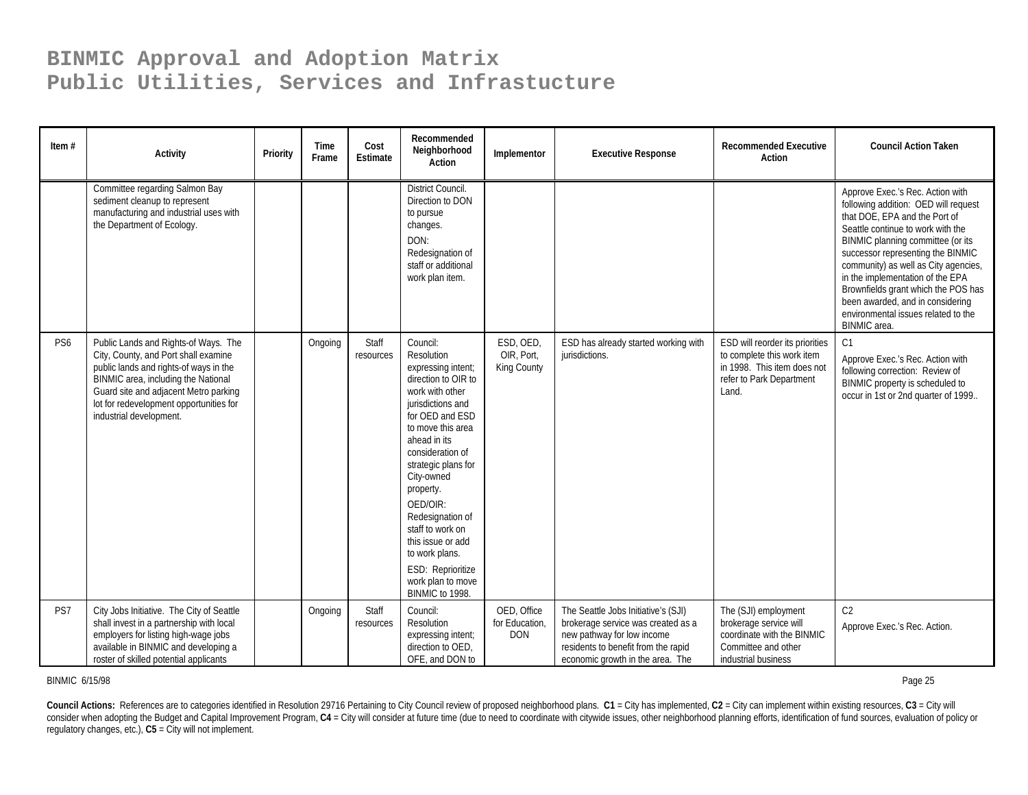# BINMIC Approval and Adoption Matrix
# Public Utilities, Services and Infrastucture

| Item # | Activity | Priority | Time Frame | Cost Estimate | Recommended Neighborhood Action | Implementor | Executive Response | Recommended Executive Action | Council Action Taken |
|---|---|---|---|---|---|---|---|---|---|
| | Committee regarding Salmon Bay sediment cleanup to represent manufacturing and industrial uses with the Department of Ecology. | | | | District Council. Direction to DON to pursue changes. DON: Redesignation of staff or additional work plan item. | | | | Approve Exec.'s Rec. Action with following addition: OED will request that DOE, EPA and the Port of Seattle continue to work with the BINMIC planning committee (or its successor representing the BINMIC community) as well as City agencies, in the implementation of the EPA Brownfields grant which the POS has been awarded, and in considering environmental issues related to the BINMIC area. |
| PS6 | Public Lands and Rights-of Ways. The City, County, and Port shall examine public lands and rights-of ways in the BINMIC area, including the National Guard site and adjacent Metro parking lot for redevelopment opportunities for industrial development. | | Ongoing | Staff resources | Council: Resolution expressing intent; direction to OIR to work with other jurisdictions and for OED and ESD to move this area ahead in its consideration of strategic plans for City-owned property. OED/OIR: Redesignation of staff to work on this issue or add to work plans. ESD: Reprioritize work plan to move BINMIC to 1998. | ESD, OED, OIR, Port, King County | ESD has already started working with jurisdictions. | ESD will reorder its priorities to complete this work item in 1998. This item does not refer to Park Department Land. | C1 Approve Exec.'s Rec. Action with following correction: Review of BINMIC property is scheduled to occur in 1st or 2nd quarter of 1999.. |
| PS7 | City Jobs Initiative. The City of Seattle shall invest in a partnership with local employers for listing high-wage jobs available in BINMIC and developing a roster of skilled potential applicants | | Ongoing | Staff resources | Council: Resolution expressing intent; direction to OED, OFE, and DON to | OED, Office for Education, DON | The Seattle Jobs Initiative's (SJI) brokerage service was created as a new pathway for low income residents to benefit from the rapid economic growth in the area. The | The (SJI) employment brokerage service will coordinate with the BINMIC Committee and other industrial business | C2 Approve Exec.'s Rec. Action. |

BINMIC 6/15/98

**Council Actions:** References are to categories identified in Resolution 29716 Pertaining to City Council review of proposed neighborhood plans. **C1** = City has implemented, **C2** = City can implement within existing resources, **C3** = City will consider when adopting the Budget and Capital Improvement Program, **C4** = City will consider at future time (due to need to coordinate with citywide issues, other neighborhood planning efforts, identification of fund sources, evaluation of policy or regulatory changes, etc.), **C5** = City will not implement.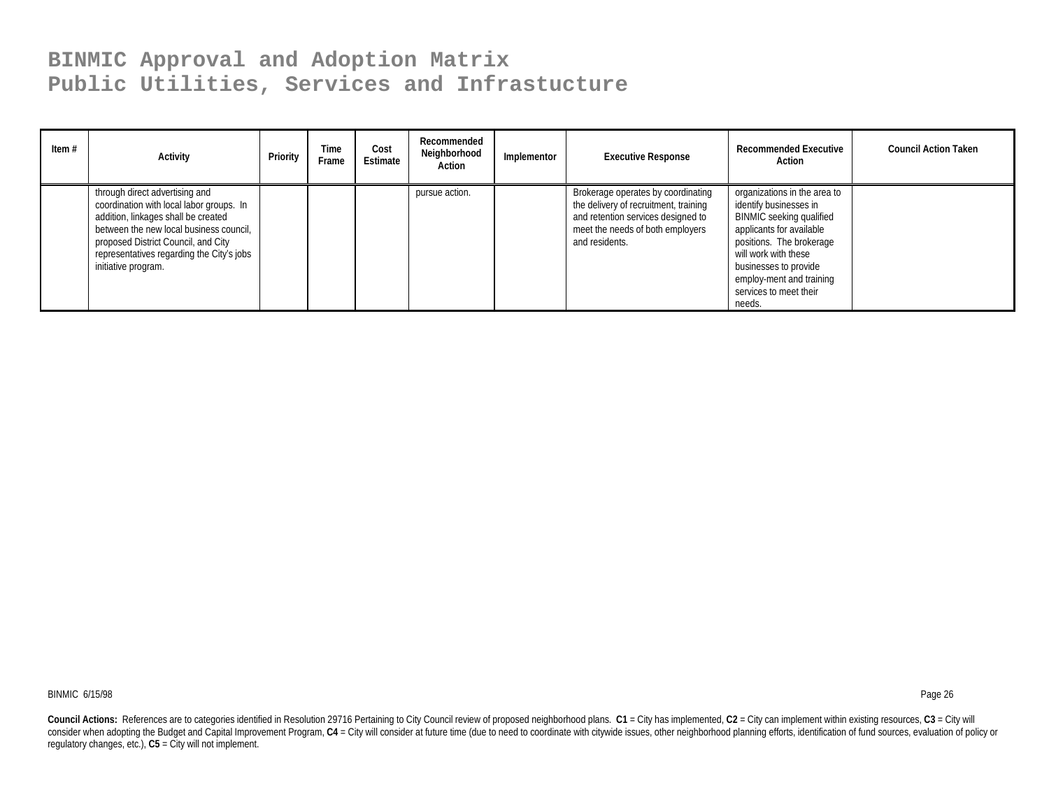# BINMIC Approval and Adoption Matrix
# Public Utilities, Services and Infrastucture

| Item # | Activity | Priority | Time Frame | Cost Estimate | Recommended Neighborhood Action | Implementor | Executive Response | Recommended Executive Action | Council Action Taken |
|---|---|---|---|---|---|---|---|---|---|
| | through direct advertising and coordination with local labor groups. In addition, linkages shall be created between the new local business council, proposed District Council, and City representatives regarding the City's jobs initiative program. | | | | pursue action. | | Brokerage operates by coordinating the delivery of recruitment, training and retention services designed to meet the needs of both employers and residents. | organizations in the area to identify businesses in BINMIC seeking qualified applicants for available positions. The brokerage will work with these businesses to provide employ-ment and training services to meet their needs. | |

**Council Actions:** References are to categories identified in Resolution 29716 Pertaining to City Council review of proposed neighborhood plans. **C1** = City has implemented, **C2** = City can implement within existing resources, **C3** = City will consider when adopting the Budget and Capital Improvement Program, **C4** = City will consider at future time (due to need to coordinate with citywide issues, other neighborhood planning efforts, identification of fund sources, evaluation of policy or regulatory changes, etc.), **C5** = City will not implement.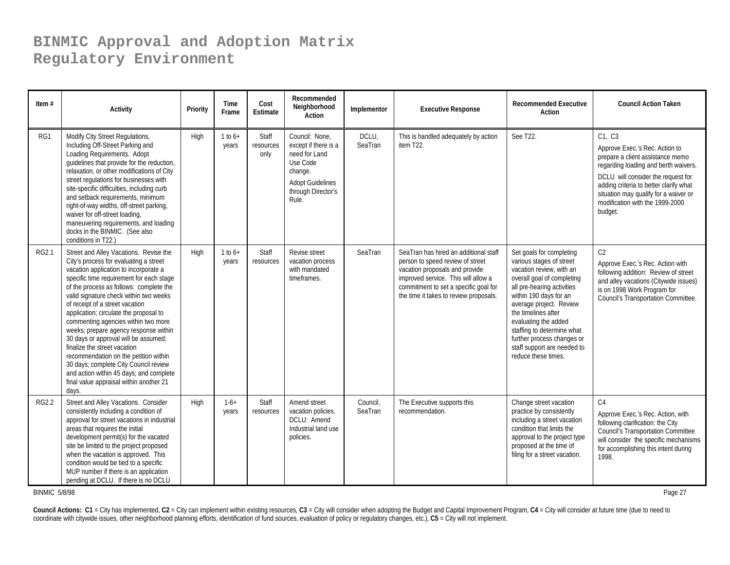# BINMIC Approval and Adoption Matrix
# Regulatory Environment

| Item # | Activity | Priority | Time Frame | Cost Estimate | Recommended Neighborhood Action | Implementor | Executive Response | Recommended Executive Action | Council Action Taken |
|---|---|---|---|---|---|---|---|---|---|
| RG1 | Modify City Street Regulations, Including Off-Street Parking and Loading Requirements. Adopt guidelines that provide for the reduction, relaxation, or other modifications of City street regulations for businesses with site-specific difficulties, including curb and setback requirements, minimum right-of-way widths, off-street parking, waiver for off-street loading, maneuvering requirements, and loading docks in the BINMIC. (See also conditions in T22.) | High | 1 to 6+ years | Staff resources only | Council: None, except if there is a need for Land Use Code change. Adopt Guidelines through Director's Rule. | DCLU, SeaTran | This is handled adequately by action item T22. | See T22. | C1, C3<br>Approve Exec.'s Rec. Action to prepare a client assistance memo regarding loading and berth waivers.<br>DCLU will consider the request for adding criteria to better clarify what situation may qualify for a waiver or modification with the 1999-2000 budget. |
| RG2.1 | Street and Alley Vacations. Revise the City's process for evaluating a street vacation application to incorporate a specific time requirement for each stage of the process as follows: complete the valid signature check within two weeks of receipt of a street vacation application; circulate the proposal to commenting agencies within two more weeks; prepare agency response within 30 days or approval will be assumed; finalize the street vacation recommendation on the petition within 30 days; complete City Council review and action within 45 days; and complete final value appraisal within another 21 days. | High | 1 to 6+ years | Staff resources | Revise street vacation process with mandated timeframes. | SeaTran | SeaTran has hired an additional staff person to speed review of street vacation proposals and provide improved service. This will allow a commitment to set a specific goal for the time it takes to review proposals. | Set goals for completing various stages of street vacation review, with an overall goal of completing all pre-hearing activities within 190 days for an average project. Review the timelines after evaluating the added staffing to determine what further process changes or staff support are needed to reduce these times. | C2<br>Approve Exec.'s Rec. Action with following addition: Review of street and alley vacations (Citywide issues) is on 1998 Work Program for Council's Transportation Committee. |
| RG2.2 | Street and Alley Vacations. Consider consistently including a condition of approval for street vacations in industrial areas that requires the initial development permit(s) for the vacated site be limited to the project proposed when the vacation is approved. This condition would be tied to a specific MUP number if there is an application pending at DCLU. If there is no DCLU | High | 1-6+ years | Staff resources | Amend street vacation policies. DCLU: Amend Industrial land use policies. | Council, SeaTran | The Executive supports this recommendation. | Change street vacation practice by consistently including a street vacation condition that limits the approval to the project type proposed at the time of filing for a street vacation. | C4<br>Approve Exec.'s Rec. Action, with following clarification: the City Council's Transportation Committee will consider the specific mechanisms for accomplishing this intent during 1998. |

BINMIC 5/8/98

**Council Actions: C1** = City has implemented, **C2** = City can implement within existing resources, **C3** = City will consider when adopting the Budget and Capital Improvement Program, **C4** = City will consider at future time (due to need to coordinate with citywide issues, other neighborhood planning efforts, identification of fund sources, evaluation of policy or regulatory changes, etc.), **C5** = City will not implement.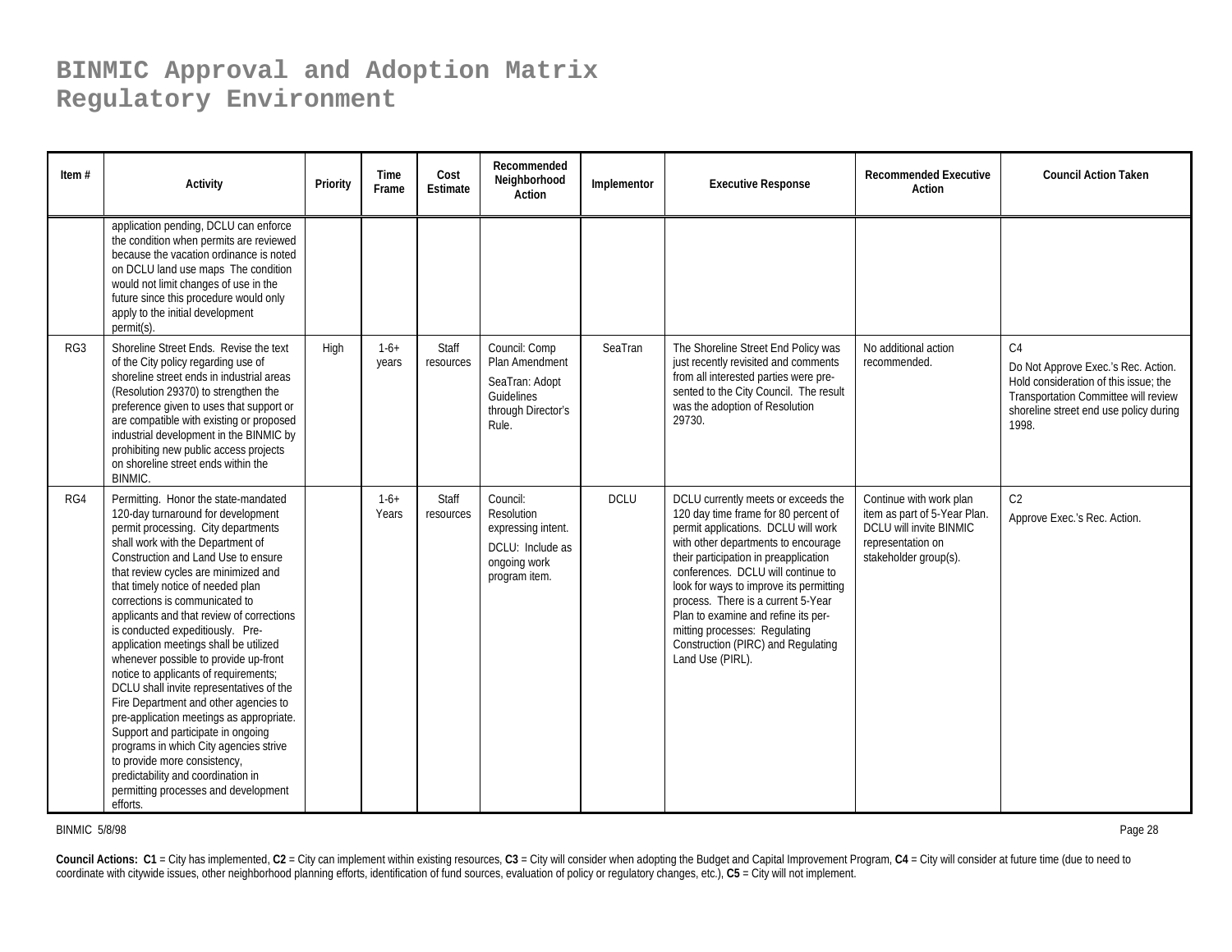# BINMIC Approval and Adoption Matrix
# Regulatory Environment

| Item # | Activity | Priority | Time Frame | Cost Estimate | Recommended Neighborhood Action | Implementor | Executive Response | Recommended Executive Action | Council Action Taken |
|---|---|---|---|---|---|---|---|---|---|
| | application pending, DCLU can enforce the condition when permits are reviewed because the vacation ordinance is noted on DCLU land use maps The condition would not limit changes of use in the future since this procedure would only apply to the initial development permit(s). | | | | | | | | |
| RG3 | Shoreline Street Ends. Revise the text of the City policy regarding use of shoreline street ends in industrial areas (Resolution 29370) to strengthen the preference given to uses that support or are compatible with existing or proposed industrial development in the BINMIC by prohibiting new public access projects on shoreline street ends within the BINMIC. | High | 1-6+ years | Staff resources | Council: Comp Plan Amendment<br><br>SeaTran: Adopt Guidelines through Director's Rule. | SeaTran | The Shoreline Street End Policy was just recently revisited and comments from all interested parties were presented to the City Council. The result was the adoption of Resolution 29730. | No additional action recommended. | C4<br><br>Do Not Approve Exec.'s Rec. Action. Hold consideration of this issue; the Transportation Committee will review shoreline street end use policy during 1998. |
| RG4 | Permitting. Honor the state-mandated 120-day turnaround for development permit processing. City departments shall work with the Department of Construction and Land Use to ensure that review cycles are minimized and that timely notice of needed plan corrections is communicated to applicants and that review of corrections is conducted expeditiously. Pre-application meetings shall be utilized whenever possible to provide up-front notice to applicants of requirements; DCLU shall invite representatives of the Fire Department and other agencies to pre-application meetings as appropriate. Support and participate in ongoing programs in which City agencies strive to provide more consistency, predictability and coordination in permitting processes and development efforts. | | 1-6+ Years | Staff resources | Council: Resolution expressing intent.<br><br>DCLU: Include as ongoing work program item. | DCLU | DCLU currently meets or exceeds the 120 day time frame for 80 percent of permit applications. DCLU will work with other departments to encourage their participation in preapplication conferences. DCLU will continue to look for ways to improve its permitting process. There is a current 5-Year Plan to examine and refine its permitting processes: Regulating Construction (PIRC) and Regulating Land Use (PIRL). | Continue with work plan item as part of 5-Year Plan. DCLU will invite BINMIC representation on stakeholder group(s). | C2<br><br>Approve Exec.'s Rec. Action. |

BINMIC 5/8/98

**Council Actions: C1** = City has implemented, **C2** = City can implement within existing resources, **C3** = City will consider when adopting the Budget and Capital Improvement Program, **C4** = City will consider at future time (due to need to coordinate with citywide issues, other neighborhood planning efforts, identification of fund sources, evaluation of policy or regulatory changes, etc.), **C5** = City will not implement.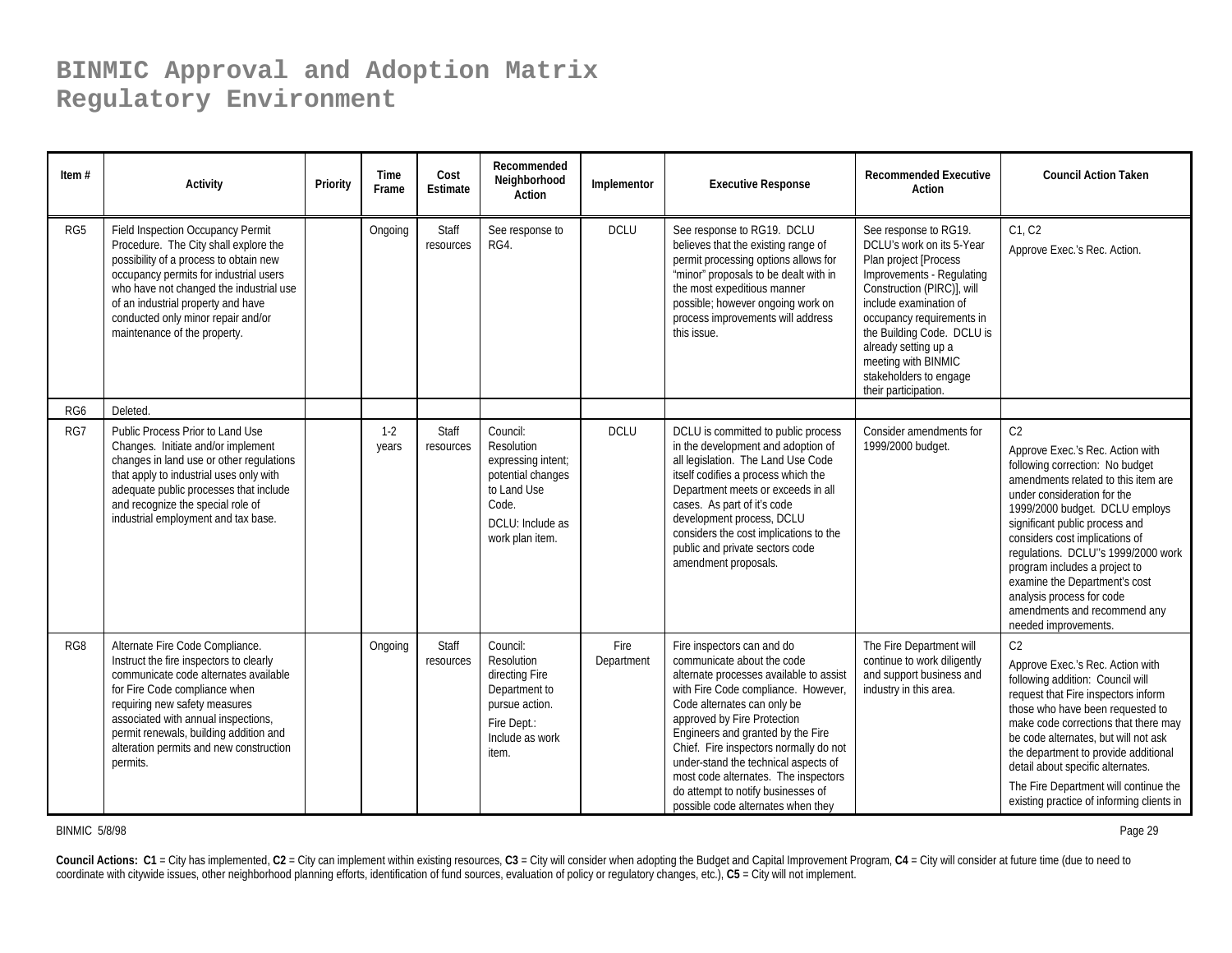# BINMIC Approval and Adoption Matrix
# Regulatory Environment

| Item # | Activity | Priority | Time Frame | Cost Estimate | Recommended Neighborhood Action | Implementor | Executive Response | Recommended Executive Action | Council Action Taken |
|---|---|---|---|---|---|---|---|---|---|
| RG5 | Field Inspection Occupancy Permit Procedure. The City shall explore the possibility of a process to obtain new occupancy permits for industrial users who have not changed the industrial use of an industrial property and have conducted only minor repair and/or maintenance of the property. | | Ongoing | Staff resources | See response to RG4. | DCLU | See response to RG19. DCLU believes that the existing range of permit processing options allows for "minor" proposals to be dealt with in the most expeditious manner possible; however ongoing work on process improvements will address this issue. | See response to RG19. DCLU's work on its 5-Year Plan project [Process Improvements - Regulating Construction (PIRC)], will include examination of occupancy requirements in the Building Code. DCLU is already setting up a meeting with BINMIC stakeholders to engage their participation. | C1, C2<br>Approve Exec.'s Rec. Action. |
| RG6 | Deleted. | | | | | | | | |
| RG7 | Public Process Prior to Land Use Changes. Initiate and/or implement changes in land use or other regulations that apply to industrial uses only with adequate public processes that include and recognize the special role of industrial employment and tax base. | | 1-2 years | Staff resources | Council: Resolution expressing intent; potential changes to Land Use Code.<br>DCLU: Include as work plan item. | DCLU | DCLU is committed to public process in the development and adoption of all legislation. The Land Use Code itself codifies a process which the Department meets or exceeds in all cases. As part of it's code development process, DCLU considers the cost implications to the public and private sectors code amendment proposals. | Consider amendments for 1999/2000 budget. | C2<br>Approve Exec.'s Rec. Action with following correction: No budget amendments related to this item are under consideration for the 1999/2000 budget. DCLU employs significant public process and considers cost implications of regulations. DCLU''s 1999/2000 work program includes a project to examine the Department's cost analysis process for code amendments and recommend any needed improvements. |
| RG8 | Alternate Fire Code Compliance. Instruct the fire inspectors to clearly communicate code alternates available for Fire Code compliance when requiring new safety measures associated with annual inspections, permit renewals, building addition and alteration permits and new construction permits. | | Ongoing | Staff resources | Council: Resolution directing Fire Department to pursue action.<br>Fire Dept.: Include as work item. | Fire Department | Fire inspectors can and do communicate about the code alternate processes available to assist with Fire Code compliance. However, Code alternates can only be approved by Fire Protection Engineers and granted by the Fire Chief. Fire inspectors normally do not under-stand the technical aspects of most code alternates. The inspectors do attempt to notify businesses of possible code alternates when they | The Fire Department will continue to work diligently and support business and industry in this area. | C2<br>Approve Exec.'s Rec. Action with following addition: Council will request that Fire inspectors inform those who have been requested to make code corrections that there may be code alternates, but will not ask the department to provide additional detail about specific alternates.<br>The Fire Department will continue the existing practice of informing clients in |

BINMIC 5/8/98

**Council Actions: C1** = City has implemented, **C2** = City can implement within existing resources, **C3** = City will consider when adopting the Budget and Capital Improvement Program, **C4** = City will consider at future time (due to need to coordinate with citywide issues, other neighborhood planning efforts, identification of fund sources, evaluation of policy or regulatory changes, etc.), **C5** = City will not implement.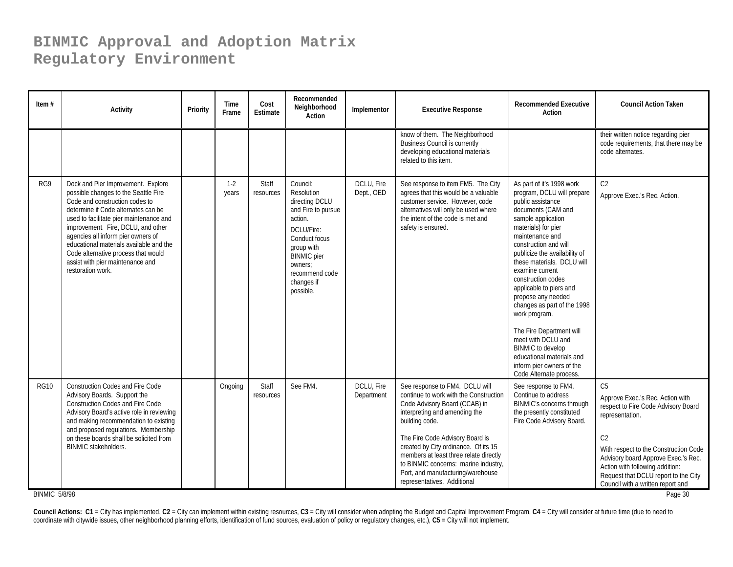# BINMIC Approval and Adoption Matrix
# Regulatory Environment

| Item # | Activity | Priority | Time Frame | Cost Estimate | Recommended Neighborhood Action | Implementor | Executive Response | Recommended Executive Action | Council Action Taken |
|---|---|---|---|---|---|---|---|---|---|
| | | | | | | | know of them. The Neighborhood Business Council is currently developing educational materials related to this item. | | their written notice regarding pier code requirements, that there may be code alternates. |
| RG9 | Dock and Pier Improvement. Explore possible changes to the Seattle Fire Code and construction codes to determine if Code alternates can be used to facilitate pier maintenance and improvement. Fire, DCLU, and other agencies all inform pier owners of educational materials available and the Code alternative process that would assist with pier maintenance and restoration work. | | 1-2 years | Staff resources | Council: Resolution directing DCLU and Fire to pursue action.<br><br>DCLU/Fire: Conduct focus group with BINMIC pier owners; recommend code changes if possible. | DCLU, Fire Dept., OED | See response to item FM5. The City agrees that this would be a valuable customer service. However, code alternatives will only be used where the intent of the code is met and safety is ensured. | As part of it's 1998 work program, DCLU will prepare public assistance documents (CAM and sample application materials) for pier maintenance and construction and will publicize the availability of these materials. DCLU will examine current construction codes applicable to piers and propose any needed changes as part of the 1998 work program.<br><br>The Fire Department will meet with DCLU and BINMIC to develop educational materials and inform pier owners of the Code Alternate process. | C2<br><br>Approve Exec.'s Rec. Action. |
| RG10 | Construction Codes and Fire Code Advisory Boards. Support the Construction Codes and Fire Code Advisory Board's active role in reviewing and making recommendation to existing and proposed regulations. Membership on these boards shall be solicited from BINMIC stakeholders. | | Ongoing | Staff resources | See FM4. | DCLU, Fire Department | See response to FM4. DCLU will continue to work with the Construction Code Advisory Board (CCAB) in interpreting and amending the building code.<br><br>The Fire Code Advisory Board is created by City ordinance. Of its 15 members at least three relate directly to BINMIC concerns: marine industry, Port, and manufacturing/warehouse representatives. Additional | See response to FM4. Continue to address BINMIC's concerns through the presently constituted Fire Code Advisory Board. | C5<br><br>Approve Exec.'s Rec. Action with respect to Fire Code Advisory Board representation.<br><br>C2<br><br>With respect to the Construction Code Advisory board Approve Exec.'s Rec. Action with following addition: Request that DCLU report to the City Council with a written report and |

BINMIC 5/8/98

**Council Actions: C1** = City has implemented, **C2** = City can implement within existing resources, **C3** = City will consider when adopting the Budget and Capital Improvement Program, **C4** = City will consider at future time (due to need to coordinate with citywide issues, other neighborhood planning efforts, identification of fund sources, evaluation of policy or regulatory changes, etc.), **C5** = City will not implement.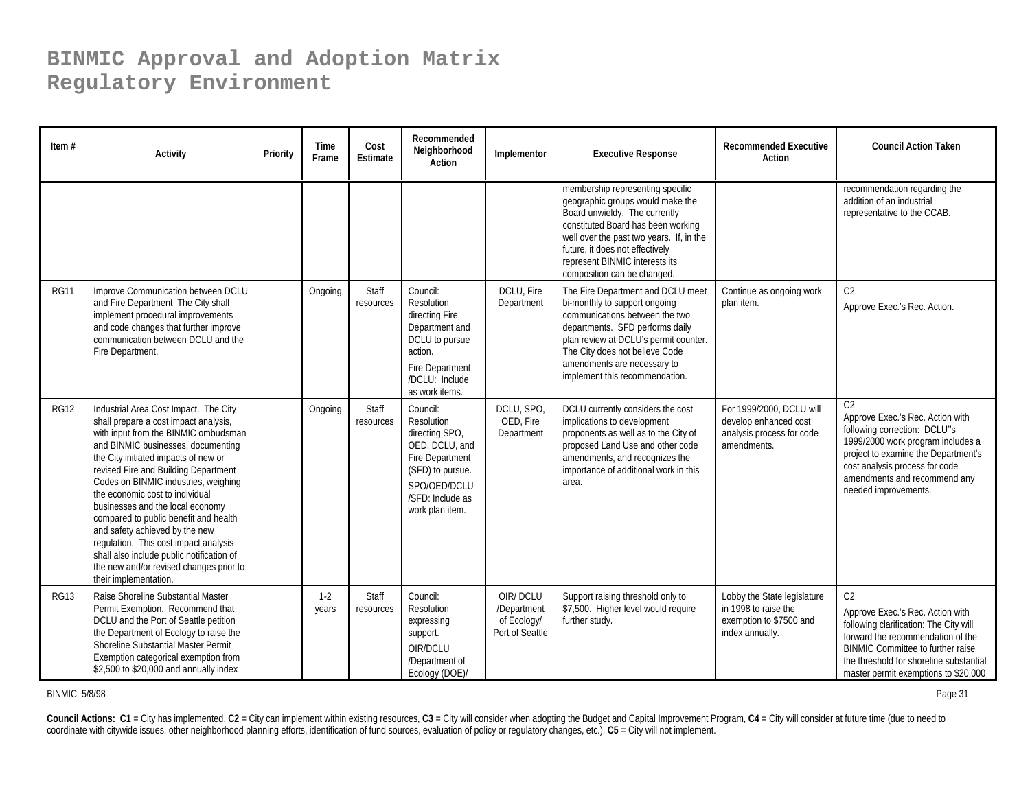# BINMIC Approval and Adoption Matrix
# Regulatory Environment

| Item # | Activity | Priority | Time Frame | Cost Estimate | Recommended Neighborhood Action | Implementor | Executive Response | Recommended Executive Action | Council Action Taken |
|---|---|---|---|---|---|---|---|---|---|
| | | | | | | | membership representing specific geographic groups would make the Board unwieldy. The currently constituted Board has been working well over the past two years. If, in the future, it does not effectively represent BINMIC interests its composition can be changed. | | recommendation regarding the addition of an industrial representative to the CCAB. |
| RG11 | Improve Communication between DCLU and Fire Department The City shall implement procedural improvements and code changes that further improve communication between DCLU and the Fire Department. | | Ongoing | Staff resources | Council: Resolution directing Fire Department and DCLU to pursue action. Fire Department /DCLU: Include as work items. | DCLU, Fire Department | The Fire Department and DCLU meet bi-monthly to support ongoing communications between the two departments. SFD performs daily plan review at DCLU's permit counter. The City does not believe Code amendments are necessary to implement this recommendation. | Continue as ongoing work plan item. | C2 Approve Exec.'s Rec. Action. |
| RG12 | Industrial Area Cost Impact. The City shall prepare a cost impact analysis, with input from the BINMIC ombudsman and BINMIC businesses, documenting the City initiated impacts of new or revised Fire and Building Department Codes on BINMIC industries, weighing the economic cost to individual businesses and the local economy compared to public benefit and health and safety achieved by the new regulation. This cost impact analysis shall also include public notification of the new and/or revised changes prior to their implementation. | | Ongoing | Staff resources | Council: Resolution directing SPO, OED, DCLU, and Fire Department (SFD) to pursue. SPO/OED/DCLU /SFD: Include as work plan item. | DCLU, SPO, OED, Fire Department | DCLU currently considers the cost implications to development proponents as well as to the City of proposed Land Use and other code amendments, and recognizes the importance of additional work in this area. | For 1999/2000, DCLU will develop enhanced cost analysis process for code amendments. | C2 Approve Exec.'s Rec. Action with following correction: DCLU''s 1999/2000 work program includes a project to examine the Department's cost analysis process for code amendments and recommend any needed improvements. |
| RG13 | Raise Shoreline Substantial Master Permit Exemption. Recommend that DCLU and the Port of Seattle petition the Department of Ecology to raise the Shoreline Substantial Master Permit Exemption categorical exemption from $2,500 to $20,000 and annually index | | 1-2 years | Staff resources | Council: Resolution expressing support. OIR/DCLU /Department of Ecology (DOE)/ | OIR/ DCLU /Department of Ecology/ Port of Seattle | Support raising threshold only to $7,500. Higher level would require further study. | Lobby the State legislature in 1998 to raise the exemption to $7500 and index annually. | C2 Approve Exec.'s Rec. Action with following clarification: The City will forward the recommendation of the BINMIC Committee to further raise the threshold for shoreline substantial master permit exemptions to $20,000 |

BINMIC 5/8/98

**Council Actions: C1** = City has implemented, **C2** = City can implement within existing resources, **C3** = City will consider when adopting the Budget and Capital Improvement Program, **C4** = City will consider at future time (due to need to coordinate with citywide issues, other neighborhood planning efforts, identification of fund sources, evaluation of policy or regulatory changes, etc.), **C5** = City will not implement.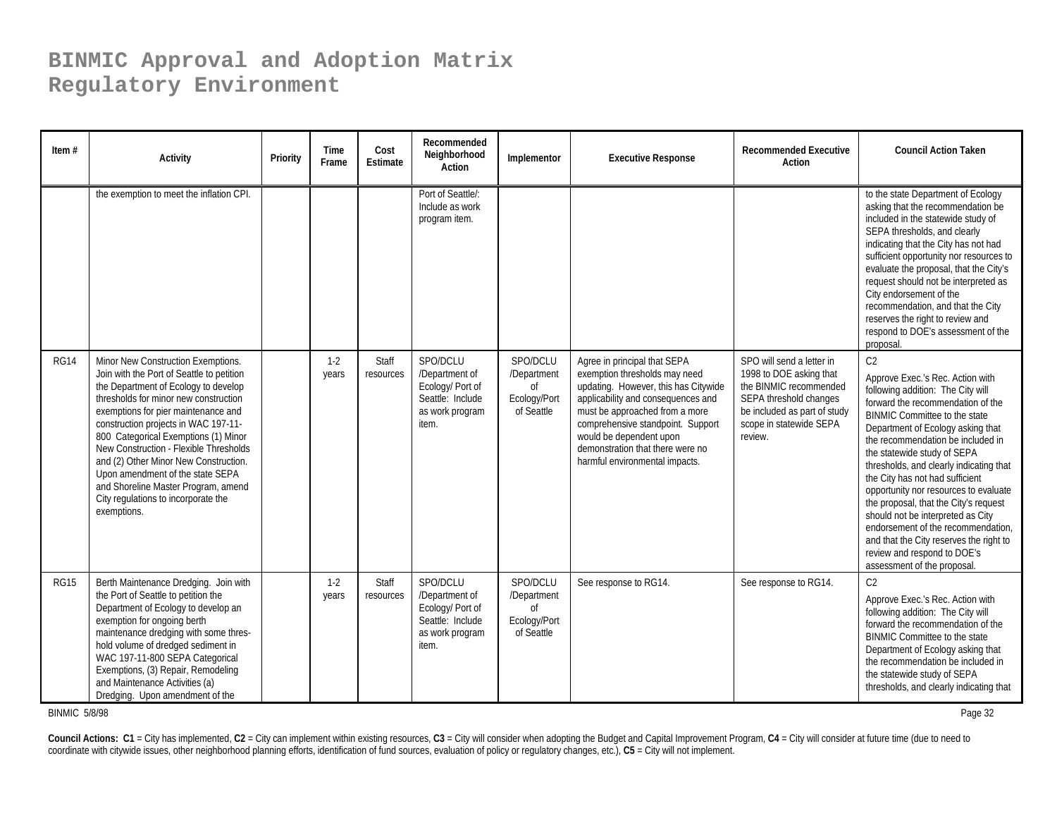# BINMIC Approval and Adoption Matrix
# Regulatory Environment

| Item # | Activity | Priority | Time Frame | Cost Estimate | Recommended Neighborhood Action | Implementor | Executive Response | Recommended Executive Action | Council Action Taken |
|---|---|---|---|---|---|---|---|---|---|
| | the exemption to meet the inflation CPI. | | | | Port of Seattle/: Include as work program item. | | | | to the state Department of Ecology asking that the recommendation be included in the statewide study of SEPA thresholds, and clearly indicating that the City has not had sufficient opportunity nor resources to evaluate the proposal, that the City's request should not be interpreted as City endorsement of the recommendation, and that the City reserves the right to review and respond to DOE's assessment of the proposal. |
| RG14 | Minor New Construction Exemptions. Join with the Port of Seattle to petition the Department of Ecology to develop thresholds for minor new construction exemptions for pier maintenance and construction projects in WAC 197-11-800 Categorical Exemptions (1) Minor New Construction - Flexible Thresholds and (2) Other Minor New Construction. Upon amendment of the state SEPA and Shoreline Master Program, amend City regulations to incorporate the exemptions. | | 1-2 years | Staff resources | SPO/DCLU /Department of Ecology/ Port of Seattle: Include as work program item. | SPO/DCLU /Department of Ecology/Port of Seattle | Agree in principal that SEPA exemption thresholds may need updating. However, this has Citywide applicability and consequences and must be approached from a more comprehensive standpoint. Support would be dependent upon demonstration that there were no harmful environmental impacts. | SPO will send a letter in 1998 to DOE asking that the BINMIC recommended SEPA threshold changes be included as part of study scope in statewide SEPA review. | C2<br><br>Approve Exec.'s Rec. Action with following addition: The City will forward the recommendation of the BINMIC Committee to the state Department of Ecology asking that the recommendation be included in the statewide study of SEPA thresholds, and clearly indicating that the City has not had sufficient opportunity nor resources to evaluate the proposal, that the City's request should not be interpreted as City endorsement of the recommendation, and that the City reserves the right to review and respond to DOE's assessment of the proposal. |
| RG15 | Berth Maintenance Dredging. Join with the Port of Seattle to petition the Department of Ecology to develop an exemption for ongoing berth maintenance dredging with some thres-hold volume of dredged sediment in WAC 197-11-800 SEPA Categorical Exemptions, (3) Repair, Remodeling and Maintenance Activities (a) Dredging. Upon amendment of the | | 1-2 years | Staff resources | SPO/DCLU /Department of Ecology/ Port of Seattle: Include as work program item. | SPO/DCLU /Department of Ecology/Port of Seattle | See response to RG14. | See response to RG14. | C2<br><br>Approve Exec.'s Rec. Action with following addition: The City will forward the recommendation of the BINMIC Committee to the state Department of Ecology asking that the recommendation be included in the statewide study of SEPA thresholds, and clearly indicating that |

BINMIC 5/8/98

**Council Actions: C1** = City has implemented, **C2** = City can implement within existing resources, **C3** = City will consider when adopting the Budget and Capital Improvement Program, **C4** = City will consider at future time (due to need to coordinate with citywide issues, other neighborhood planning efforts, identification of fund sources, evaluation of policy or regulatory changes, etc.), **C5** = City will not implement.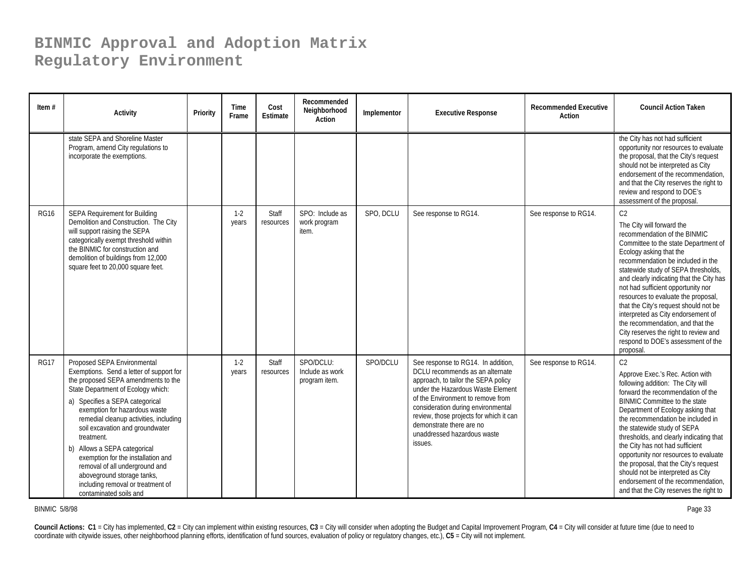# BINMIC Approval and Adoption Matrix
# Regulatory Environment

| Item # | Activity | Priority | Time Frame | Cost Estimate | Recommended Neighborhood Action | Implementor | Executive Response | Recommended Executive Action | Council Action Taken |
|---|---|---|---|---|---|---|---|---|---|
| | state SEPA and Shoreline Master Program, amend City regulations to incorporate the exemptions. | | | | | | | | the City has not had sufficient opportunity nor resources to evaluate the proposal, that the City's request should not be interpreted as City endorsement of the recommendation, and that the City reserves the right to review and respond to DOE's assessment of the proposal. |
| RG16 | SEPA Requirement for Building Demolition and Construction. The City will support raising the SEPA categorically exempt threshold within the BINMIC for construction and demolition of buildings from 12,000 square feet to 20,000 square feet. | | 1-2 years | Staff resources | SPO: Include as work program item. | SPO, DCLU | See response to RG14. | See response to RG14. | C2<br>The City will forward the recommendation of the BINMIC Committee to the state Department of Ecology asking that the recommendation be included in the statewide study of SEPA thresholds, and clearly indicating that the City has not had sufficient opportunity nor resources to evaluate the proposal, that the City's request should not be interpreted as City endorsement of the recommendation, and that the City reserves the right to review and respond to DOE's assessment of the proposal. |
| RG17 | Proposed SEPA Environmental Exemptions. Send a letter of support for the proposed SEPA amendments to the State Department of Ecology which:<br>a) Specifies a SEPA categorical exemption for hazardous waste remedial cleanup activities, including soil excavation and groundwater treatment.<br>b) Allows a SEPA categorical exemption for the installation and removal of all underground and aboveground storage tanks, including removal or treatment of contaminated soils and | | 1-2 years | Staff resources | SPO/DCLU: Include as work program item. | SPO/DCLU | See response to RG14. In addition, DCLU recommends as an alternate approach, to tailor the SEPA policy under the Hazardous Waste Element of the Environment to remove from consideration during environmental review, those projects for which it can demonstrate there are no unaddressed hazardous waste issues. | See response to RG14. | C2<br>Approve Exec.'s Rec. Action with following addition: The City will forward the recommendation of the BINMIC Committee to the state Department of Ecology asking that the recommendation be included in the statewide study of SEPA thresholds, and clearly indicating that the City has not had sufficient opportunity nor resources to evaluate the proposal, that the City's request should not be interpreted as City endorsement of the recommendation, and that the City reserves the right to |

BINMIC 5/8/98

**Council Actions: C1** = City has implemented, **C2** = City can implement within existing resources, **C3** = City will consider when adopting the Budget and Capital Improvement Program, **C4** = City will consider at future time (due to need to coordinate with citywide issues, other neighborhood planning efforts, identification of fund sources, evaluation of policy or regulatory changes, etc.), **C5** = City will not implement.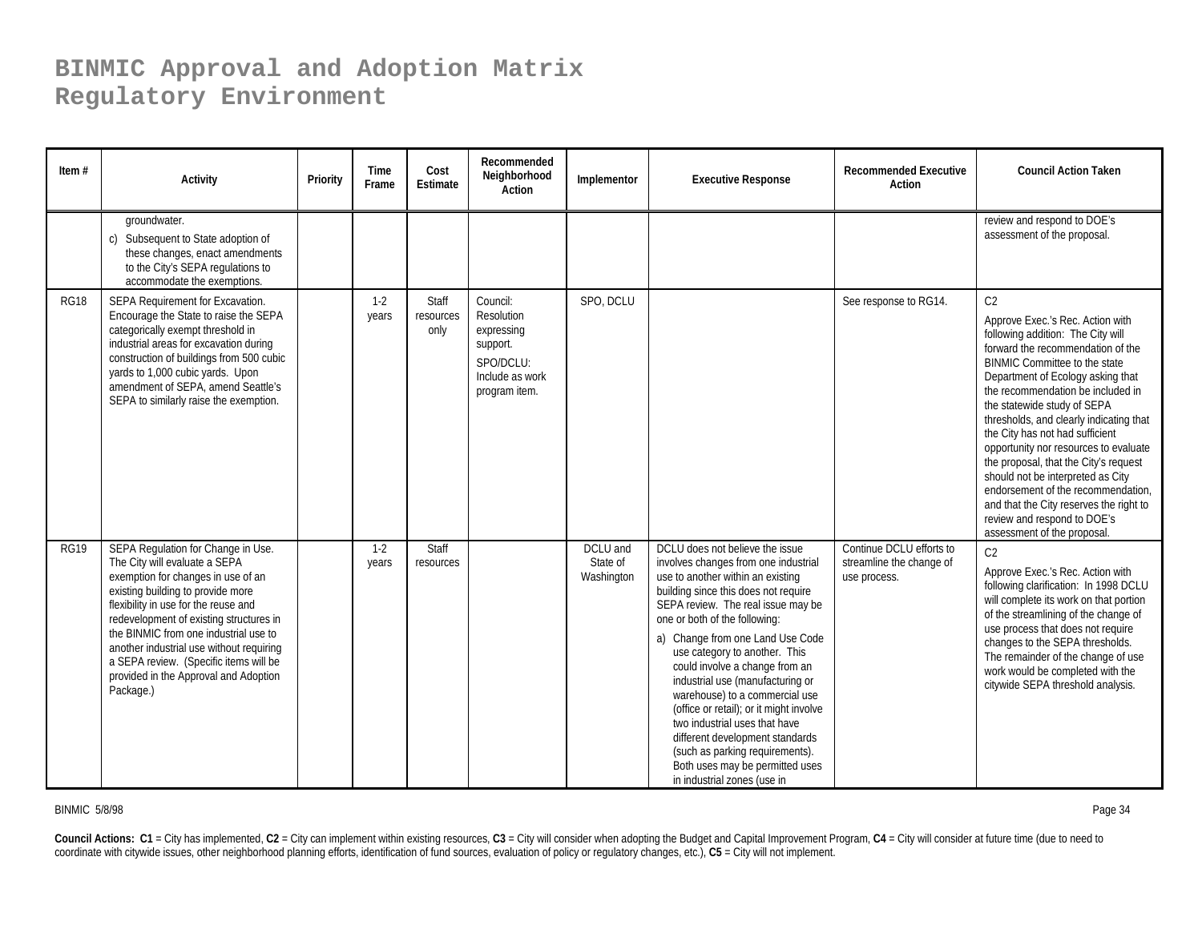# BINMIC Approval and Adoption Matrix
# Regulatory Environment

| Item # | Activity | Priority | Time Frame | Cost Estimate | Recommended Neighborhood Action | Implementor | Executive Response | Recommended Executive Action | Council Action Taken |
|---|---|---|---|---|---|---|---|---|---|
| | groundwater.<br>c) Subsequent to State adoption of these changes, enact amendments to the City's SEPA regulations to accommodate the exemptions. | | | | | | | | review and respond to DOE's assessment of the proposal. |
| RG18 | SEPA Requirement for Excavation. Encourage the State to raise the SEPA categorically exempt threshold in industrial areas for excavation during construction of buildings from 500 cubic yards to 1,000 cubic yards. Upon amendment of SEPA, amend Seattle's SEPA to similarly raise the exemption. | | 1-2 years | Staff resources only | Council: Resolution expressing support.<br>SPO/DCLU: Include as work program item. | SPO, DCLU | | See response to RG14. | C2<br>Approve Exec.'s Rec. Action with following addition: The City will forward the recommendation of the BINMIC Committee to the state Department of Ecology asking that the recommendation be included in the statewide study of SEPA thresholds, and clearly indicating that the City has not had sufficient opportunity nor resources to evaluate the proposal, that the City's request should not be interpreted as City endorsement of the recommendation, and that the City reserves the right to review and respond to DOE's assessment of the proposal. |
| RG19 | SEPA Regulation for Change in Use. The City will evaluate a SEPA exemption for changes in use of an existing building to provide more flexibility in use for the reuse and redevelopment of existing structures in the BINMIC from one industrial use to another industrial use without requiring a SEPA review. (Specific items will be provided in the Approval and Adoption Package.) | | 1-2 years | Staff resources | | DCLU and State of Washington | DCLU does not believe the issue involves changes from one industrial use to another within an existing building since this does not require SEPA review. The real issue may be one or both of the following:<br>a) Change from one Land Use Code use category to another. This could involve a change from an industrial use (manufacturing or warehouse) to a commercial use (office or retail); or it might involve two industrial uses that have different development standards (such as parking requirements). Both uses may be permitted uses in industrial zones (use in | Continue DCLU efforts to streamline the change of use process. | C2<br>Approve Exec.'s Rec. Action with following clarification: In 1998 DCLU will complete its work on that portion of the streamlining of the change of use process that does not require changes to the SEPA thresholds. The remainder of the change of use work would be completed with the citywide SEPA threshold analysis. |

BINMIC 5/8/98

**Council Actions: C1** = City has implemented, **C2** = City can implement within existing resources, **C3** = City will consider when adopting the Budget and Capital Improvement Program, **C4** = City will consider at future time (due to need to coordinate with citywide issues, other neighborhood planning efforts, identification of fund sources, evaluation of policy or regulatory changes, etc.), **C5** = City will not implement.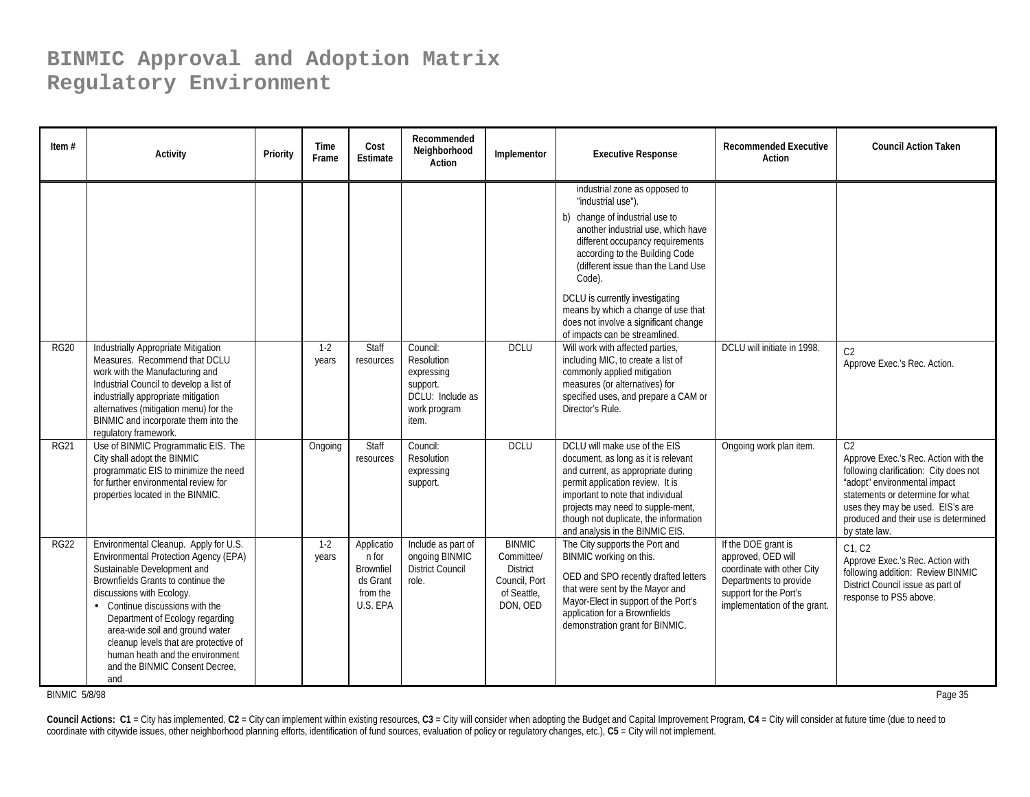# BINMIC Approval and Adoption Matrix
# Regulatory Environment

| Item # | Activity | Priority | Time Frame | Cost Estimate | Recommended Neighborhood Action | Implementor | Executive Response | Recommended Executive Action | Council Action Taken |
|---|---|---|---|---|---|---|---|---|---|
| | | | | | | | industrial zone as opposed to "industrial use"). b) change of industrial use to another industrial use, which have different occupancy requirements according to the Building Code (different issue than the Land Use Code). DCLU is currently investigating means by which a change of use that does not involve a significant change of impacts can be streamlined. | | |
| RG20 | Industrially Appropriate Mitigation Measures. Recommend that DCLU work with the Manufacturing and Industrial Council to develop a list of industrially appropriate mitigation alternatives (mitigation menu) for the BINMIC and incorporate them into the regulatory framework. | | 1-2 years | Staff resources | Council: Resolution expressing support. DCLU: Include as work program item. | DCLU | Will work with affected parties, including MIC, to create a list of commonly applied mitigation measures (or alternatives) for specified uses, and prepare a CAM or Director's Rule. | DCLU will initiate in 1998. | C2 Approve Exec.'s Rec. Action. |
| RG21 | Use of BINMIC Programmatic EIS. The City shall adopt the BINMIC programmatic EIS to minimize the need for further environmental review for properties located in the BINMIC. | | Ongoing | Staff resources | Council: Resolution expressing support. | DCLU | DCLU will make use of the EIS document, as long as it is relevant and current, as appropriate during permit application review. It is important to note that individual projects may need to supple-ment, though not duplicate, the information and analysis in the BINMIC EIS. | Ongoing work plan item. | C2 Approve Exec.'s Rec. Action with the following clarification: City does not "adopt" environmental impact statements or determine for what uses they may be used. EIS's are produced and their use is determined by state law. |
| RG22 | Environmental Cleanup. Apply for U.S. Environmental Protection Agency (EPA) Sustainable Development and Brownfields Grants to continue the discussions with Ecology.<br>• Continue discussions with the Department of Ecology regarding area-wide soil and ground water cleanup levels that are protective of human heath and the environment and the BINMIC Consent Decree, and | | 1-2 years | Application for Brownfields Grant from the U.S. EPA | Include as part of ongoing BINMIC District Council role. | BINMIC Committee/ District Council, Port of Seattle, DON, OED | The City supports the Port and BINMIC working on this. OED and SPO recently drafted letters that were sent by the Mayor and Mayor-Elect in support of the Port's application for a Brownfields demonstration grant for BINMIC. | If the DOE grant is approved, OED will coordinate with other City Departments to provide support for the Port's implementation of the grant. | C1, C2 Approve Exec.'s Rec. Action with following addition: Review BINMIC District Council issue as part of response to PS5 above. |

BINMIC 5/8/98

**Council Actions:** **C1** = City has implemented, **C2** = City can implement within existing resources, **C3** = City will consider when adopting the Budget and Capital Improvement Program, **C4** = City will consider at future time (due to need to coordinate with citywide issues, other neighborhood planning efforts, identification of fund sources, evaluation of policy or regulatory changes, etc.), **C5** = City will not implement.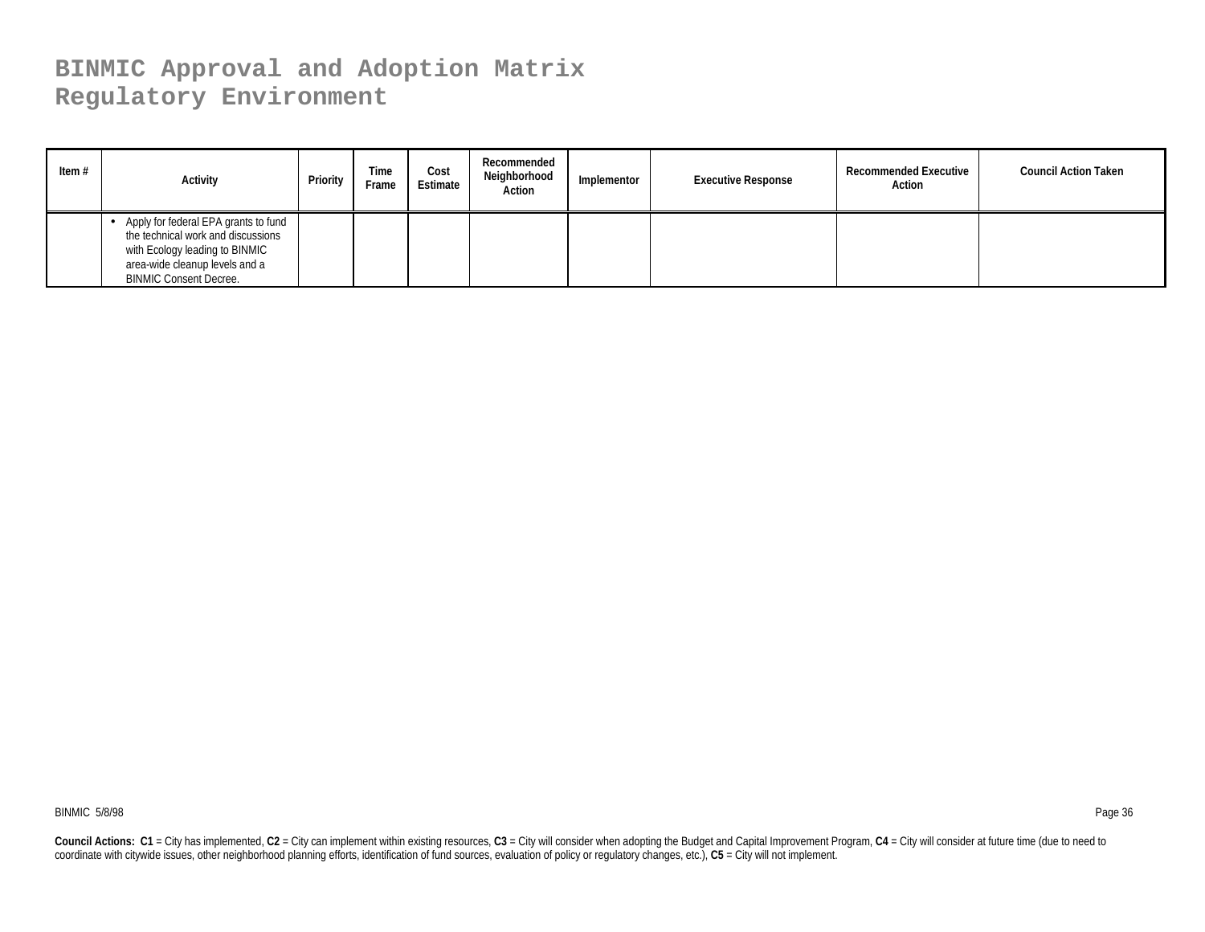# BINMIC Approval and Adoption Matrix
# Regulatory Environment

| Item # | Activity | Priority | Time Frame | Cost Estimate | Recommended Neighborhood Action | Implementor | Executive Response | Recommended Executive Action | Council Action Taken |
|---|---|---|---|---|---|---|---|---|---|
| | • Apply for federal EPA grants to fund the technical work and discussions with Ecology leading to BINMIC area-wide cleanup levels and a BINMIC Consent Decree. | | | | | | | | |

BINMIC 5/8/98

**Council Actions: C1** = City has implemented, **C2** = City can implement within existing resources, **C3** = City will consider when adopting the Budget and Capital Improvement Program, **C4** = City will consider at future time (due to need to coordinate with citywide issues, other neighborhood planning efforts, identification of fund sources, evaluation of policy or regulatory changes, etc.), **C5** = City will not implement.